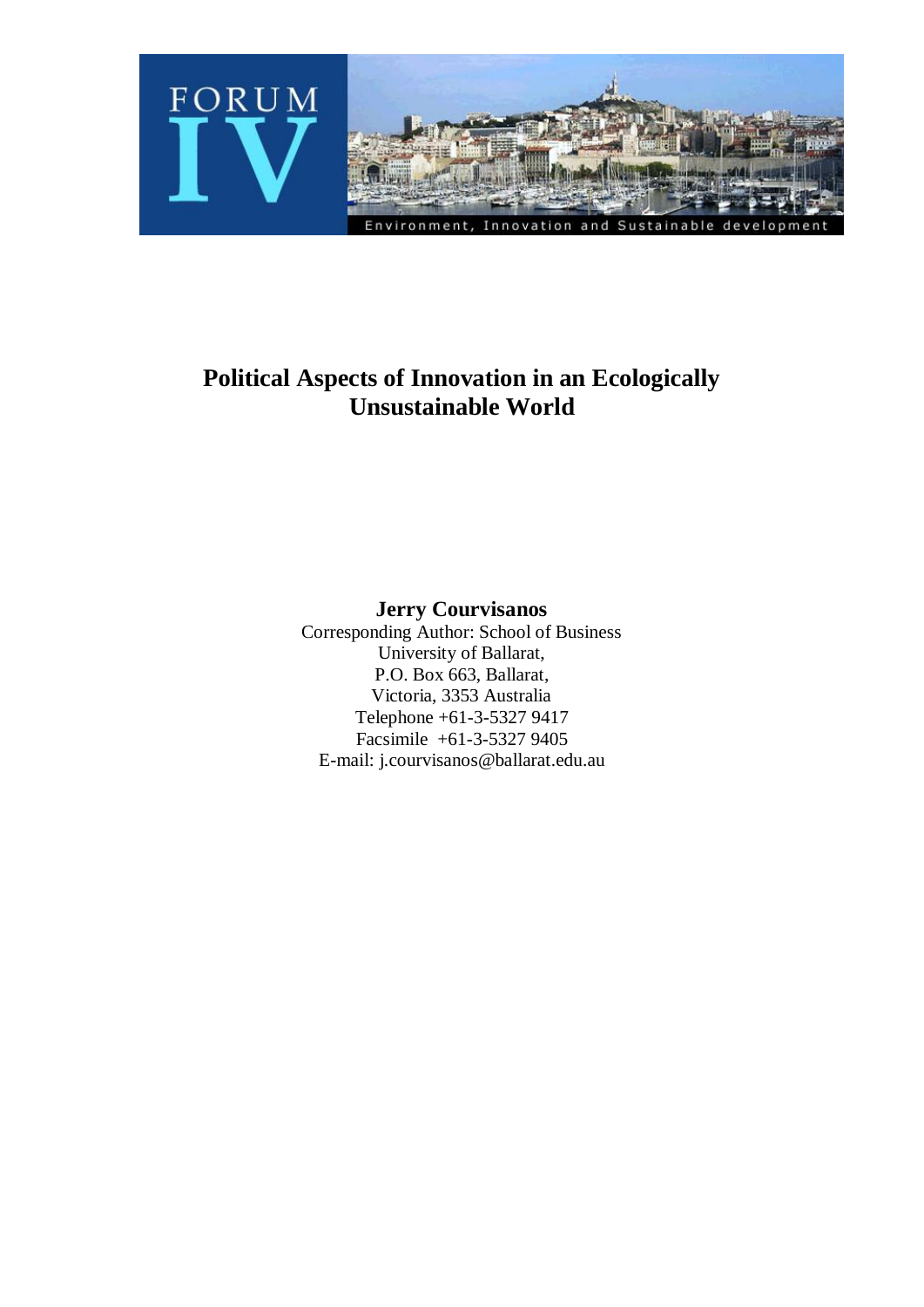FORUM IV

Environment, Innovation and Sustainable development

# Political Aspects of Innovation in an Ecologically Unsustainable World

**Jerry Courvisanos**

Corresponding Author: School of Business
University of Ballarat,
P.O. Box 663, Ballarat,
Victoria, 3353 Australia
Telephone +61-3-5327 9417
Facsimile +61-3-5327 9405
E-mail: j.courvisanos@ballarat.edu.au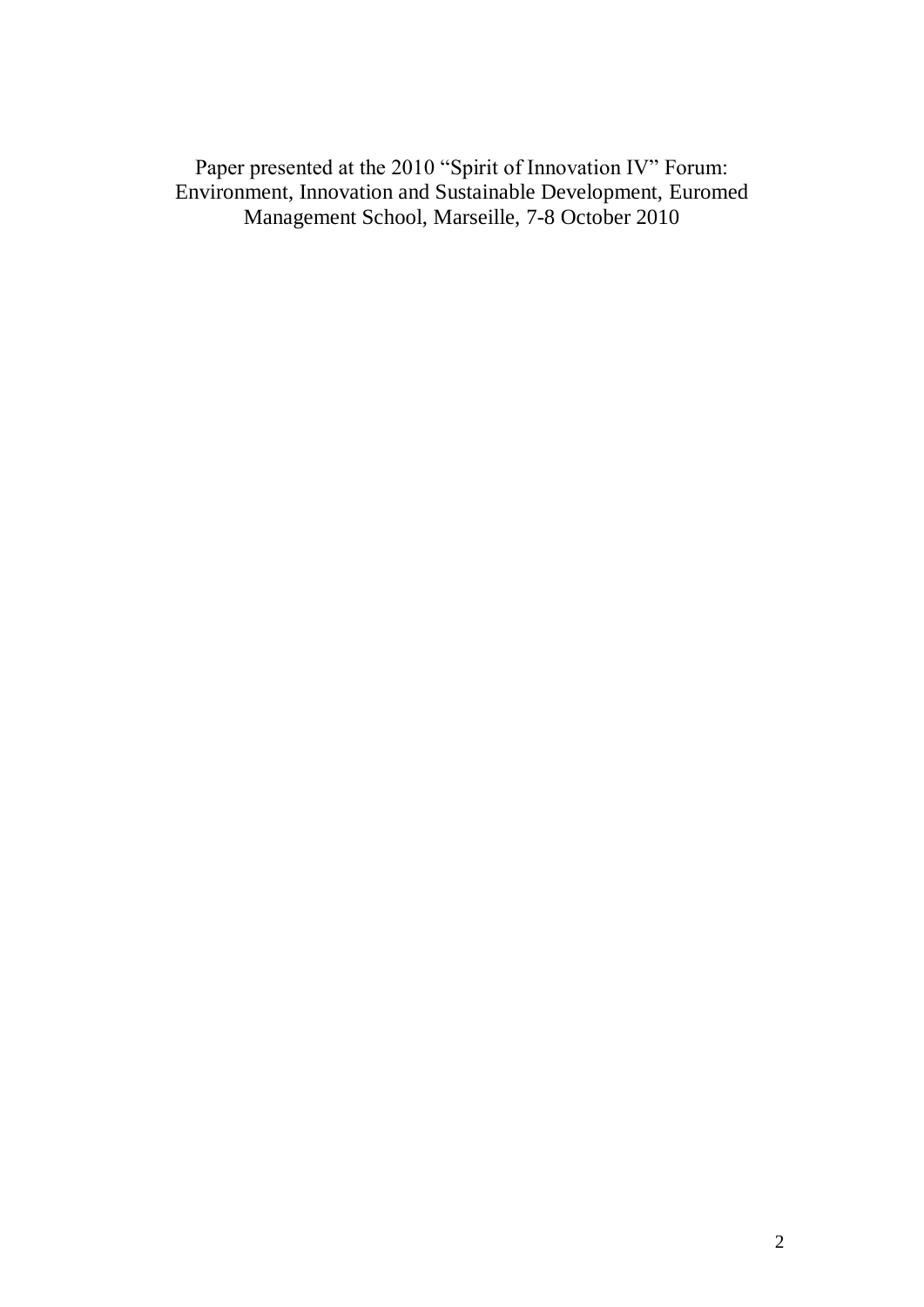Paper presented at the 2010 "Spirit of Innovation IV" Forum: Environment, Innovation and Sustainable Development, Euromed Management School, Marseille, 7-8 October 2010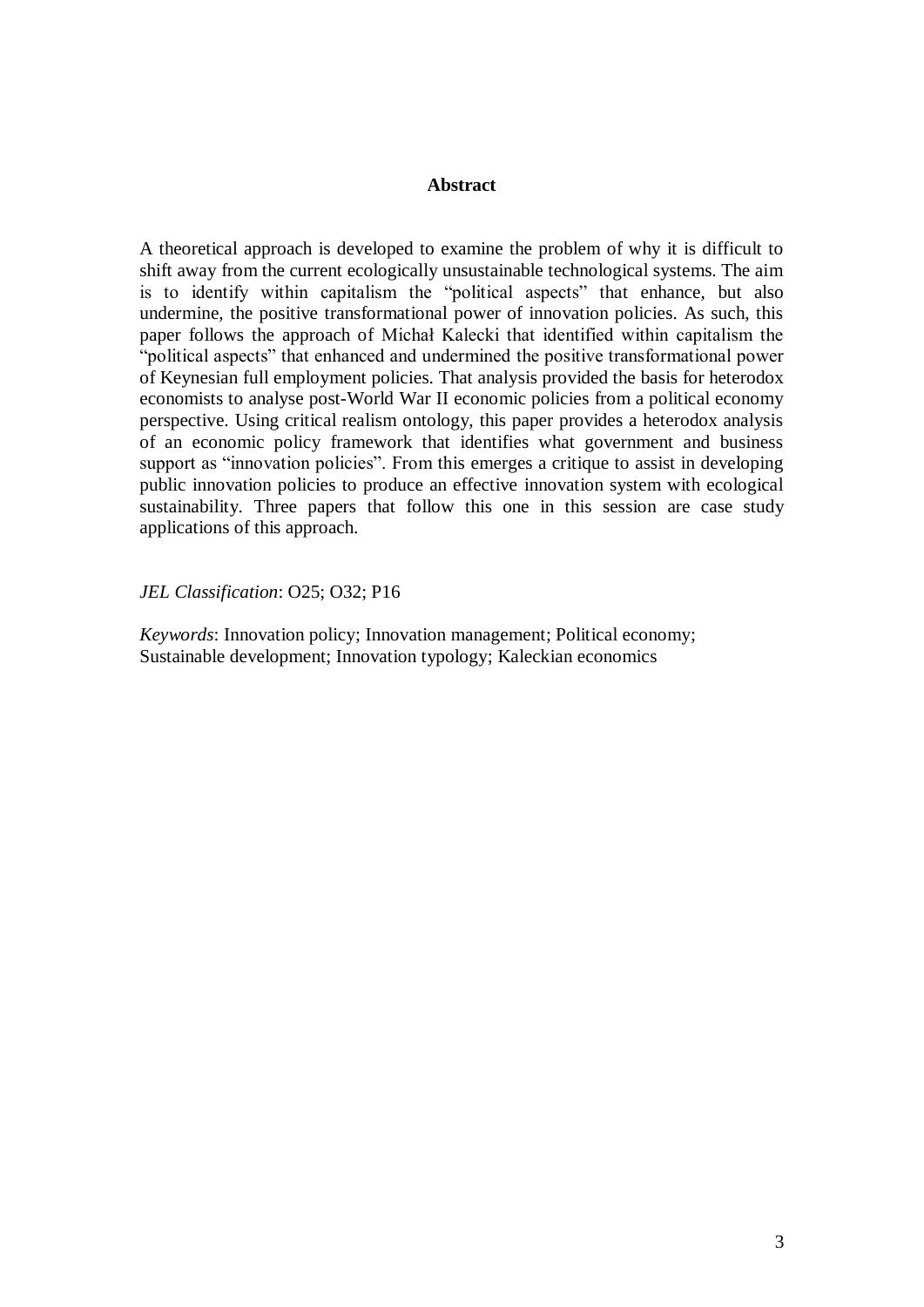## Abstract

A theoretical approach is developed to examine the problem of why it is difficult to shift away from the current ecologically unsustainable technological systems. The aim is to identify within capitalism the "political aspects" that enhance, but also undermine, the positive transformational power of innovation policies. As such, this paper follows the approach of Michał Kalecki that identified within capitalism the "political aspects" that enhanced and undermined the positive transformational power of Keynesian full employment policies. That analysis provided the basis for heterodox economists to analyse post-World War II economic policies from a political economy perspective. Using critical realism ontology, this paper provides a heterodox analysis of an economic policy framework that identifies what government and business support as "innovation policies". From this emerges a critique to assist in developing public innovation policies to produce an effective innovation system with ecological sustainability. Three papers that follow this one in this session are case study applications of this approach.

*JEL Classification*: O25; O32; P16

*Keywords*: Innovation policy; Innovation management; Political economy; Sustainable development; Innovation typology; Kaleckian economics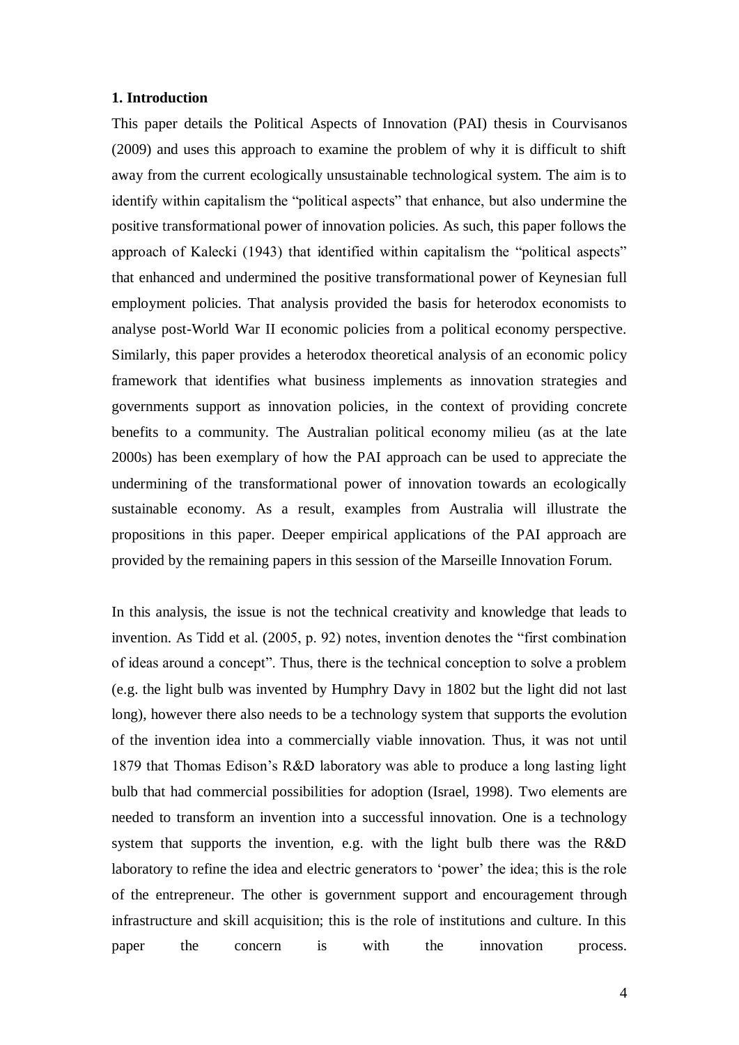## 1. Introduction

This paper details the Political Aspects of Innovation (PAI) thesis in Courvisanos (2009) and uses this approach to examine the problem of why it is difficult to shift away from the current ecologically unsustainable technological system. The aim is to identify within capitalism the "political aspects" that enhance, but also undermine the positive transformational power of innovation policies. As such, this paper follows the approach of Kalecki (1943) that identified within capitalism the "political aspects" that enhanced and undermined the positive transformational power of Keynesian full employment policies. That analysis provided the basis for heterodox economists to analyse post-World War II economic policies from a political economy perspective. Similarly, this paper provides a heterodox theoretical analysis of an economic policy framework that identifies what business implements as innovation strategies and governments support as innovation policies, in the context of providing concrete benefits to a community. The Australian political economy milieu (as at the late 2000s) has been exemplary of how the PAI approach can be used to appreciate the undermining of the transformational power of innovation towards an ecologically sustainable economy. As a result, examples from Australia will illustrate the propositions in this paper. Deeper empirical applications of the PAI approach are provided by the remaining papers in this session of the Marseille Innovation Forum.

In this analysis, the issue is not the technical creativity and knowledge that leads to invention. As Tidd et al. (2005, p. 92) notes, invention denotes the "first combination of ideas around a concept". Thus, there is the technical conception to solve a problem (e.g. the light bulb was invented by Humphry Davy in 1802 but the light did not last long), however there also needs to be a technology system that supports the evolution of the invention idea into a commercially viable innovation. Thus, it was not until 1879 that Thomas Edison's R&D laboratory was able to produce a long lasting light bulb that had commercial possibilities for adoption (Israel, 1998). Two elements are needed to transform an invention into a successful innovation. One is a technology system that supports the invention, e.g. with the light bulb there was the R&D laboratory to refine the idea and electric generators to 'power' the idea; this is the role of the entrepreneur. The other is government support and encouragement through infrastructure and skill acquisition; this is the role of institutions and culture. In this paper the concern is with the innovation process.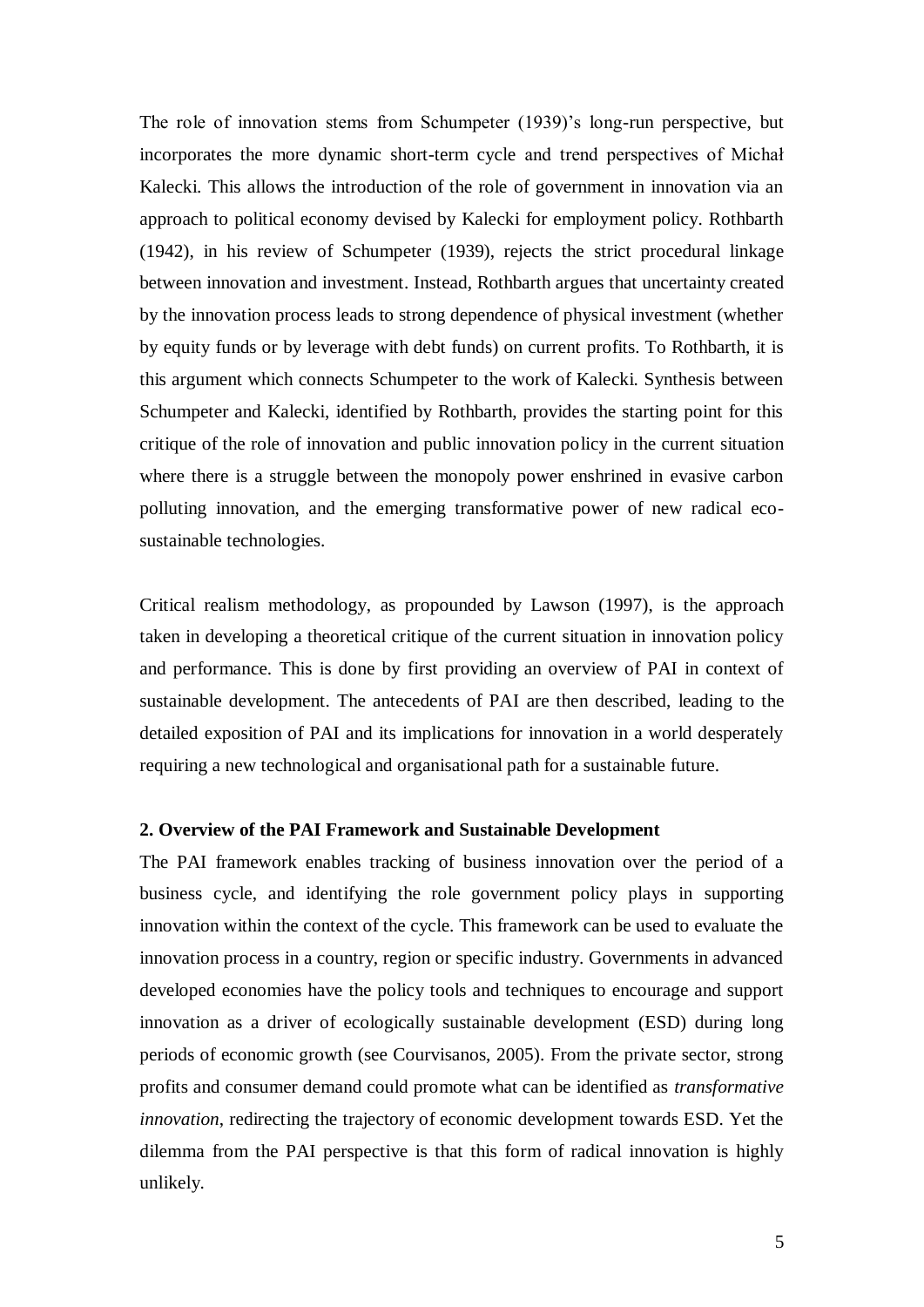The role of innovation stems from Schumpeter (1939)'s long-run perspective, but incorporates the more dynamic short-term cycle and trend perspectives of Michał Kalecki. This allows the introduction of the role of government in innovation via an approach to political economy devised by Kalecki for employment policy. Rothbarth (1942), in his review of Schumpeter (1939), rejects the strict procedural linkage between innovation and investment. Instead, Rothbarth argues that uncertainty created by the innovation process leads to strong dependence of physical investment (whether by equity funds or by leverage with debt funds) on current profits. To Rothbarth, it is this argument which connects Schumpeter to the work of Kalecki. Synthesis between Schumpeter and Kalecki, identified by Rothbarth, provides the starting point for this critique of the role of innovation and public innovation policy in the current situation where there is a struggle between the monopoly power enshrined in evasive carbon polluting innovation, and the emerging transformative power of new radical eco-sustainable technologies.

Critical realism methodology, as propounded by Lawson (1997), is the approach taken in developing a theoretical critique of the current situation in innovation policy and performance. This is done by first providing an overview of PAI in context of sustainable development. The antecedents of PAI are then described, leading to the detailed exposition of PAI and its implications for innovation in a world desperately requiring a new technological and organisational path for a sustainable future.

## 2. Overview of the PAI Framework and Sustainable Development

The PAI framework enables tracking of business innovation over the period of a business cycle, and identifying the role government policy plays in supporting innovation within the context of the cycle. This framework can be used to evaluate the innovation process in a country, region or specific industry. Governments in advanced developed economies have the policy tools and techniques to encourage and support innovation as a driver of ecologically sustainable development (ESD) during long periods of economic growth (see Courvisanos, 2005). From the private sector, strong profits and consumer demand could promote what can be identified as *transformative innovation*, redirecting the trajectory of economic development towards ESD. Yet the dilemma from the PAI perspective is that this form of radical innovation is highly unlikely.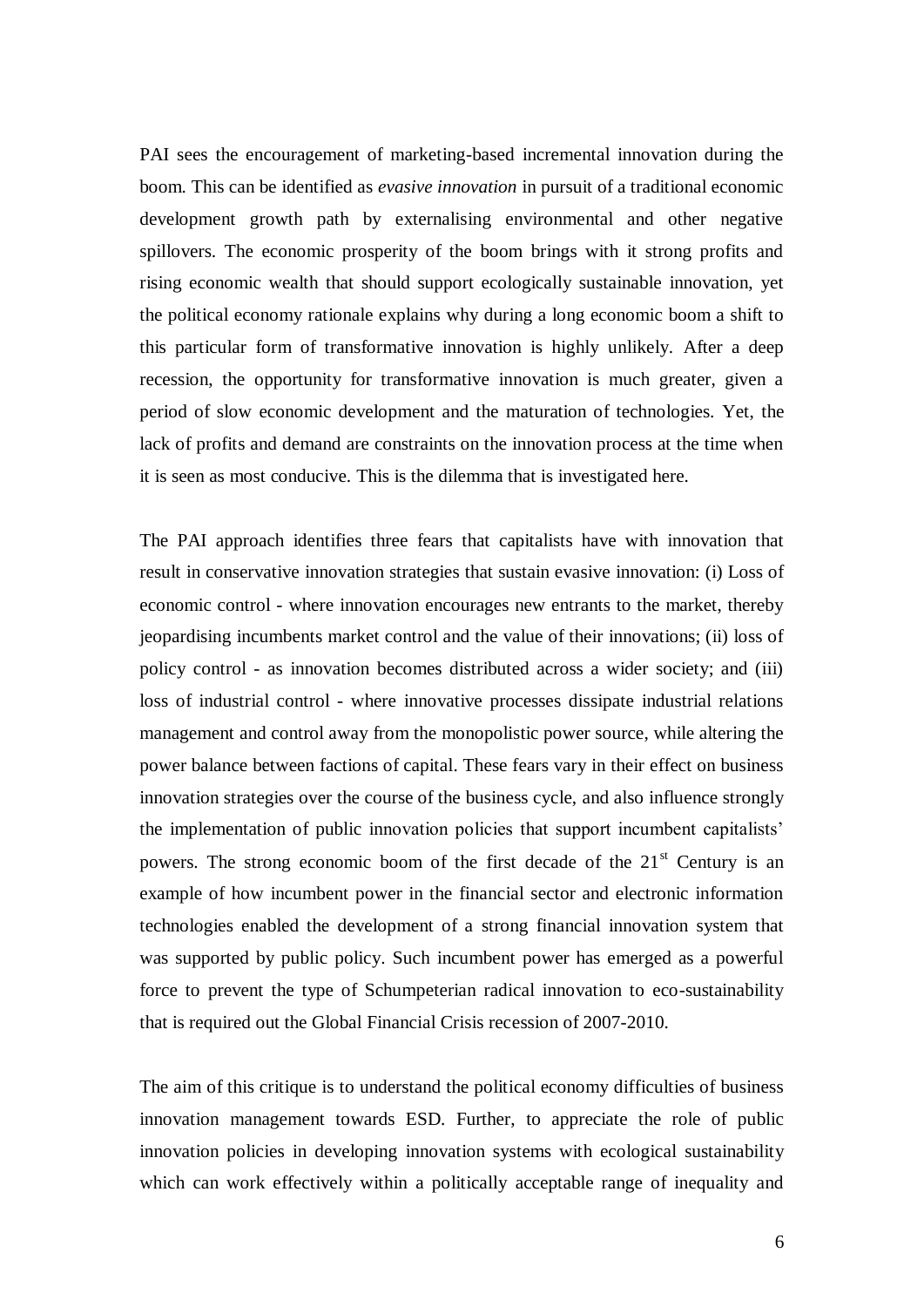PAI sees the encouragement of marketing-based incremental innovation during the boom. This can be identified as *evasive innovation* in pursuit of a traditional economic development growth path by externalising environmental and other negative spillovers. The economic prosperity of the boom brings with it strong profits and rising economic wealth that should support ecologically sustainable innovation, yet the political economy rationale explains why during a long economic boom a shift to this particular form of transformative innovation is highly unlikely. After a deep recession, the opportunity for transformative innovation is much greater, given a period of slow economic development and the maturation of technologies. Yet, the lack of profits and demand are constraints on the innovation process at the time when it is seen as most conducive. This is the dilemma that is investigated here.

The PAI approach identifies three fears that capitalists have with innovation that result in conservative innovation strategies that sustain evasive innovation: (i) Loss of economic control - where innovation encourages new entrants to the market, thereby jeopardising incumbents market control and the value of their innovations; (ii) loss of policy control - as innovation becomes distributed across a wider society; and (iii) loss of industrial control - where innovative processes dissipate industrial relations management and control away from the monopolistic power source, while altering the power balance between factions of capital. These fears vary in their effect on business innovation strategies over the course of the business cycle, and also influence strongly the implementation of public innovation policies that support incumbent capitalists' powers. The strong economic boom of the first decade of the 21st Century is an example of how incumbent power in the financial sector and electronic information technologies enabled the development of a strong financial innovation system that was supported by public policy. Such incumbent power has emerged as a powerful force to prevent the type of Schumpeterian radical innovation to eco-sustainability that is required out the Global Financial Crisis recession of 2007-2010.

The aim of this critique is to understand the political economy difficulties of business innovation management towards ESD. Further, to appreciate the role of public innovation policies in developing innovation systems with ecological sustainability which can work effectively within a politically acceptable range of inequality and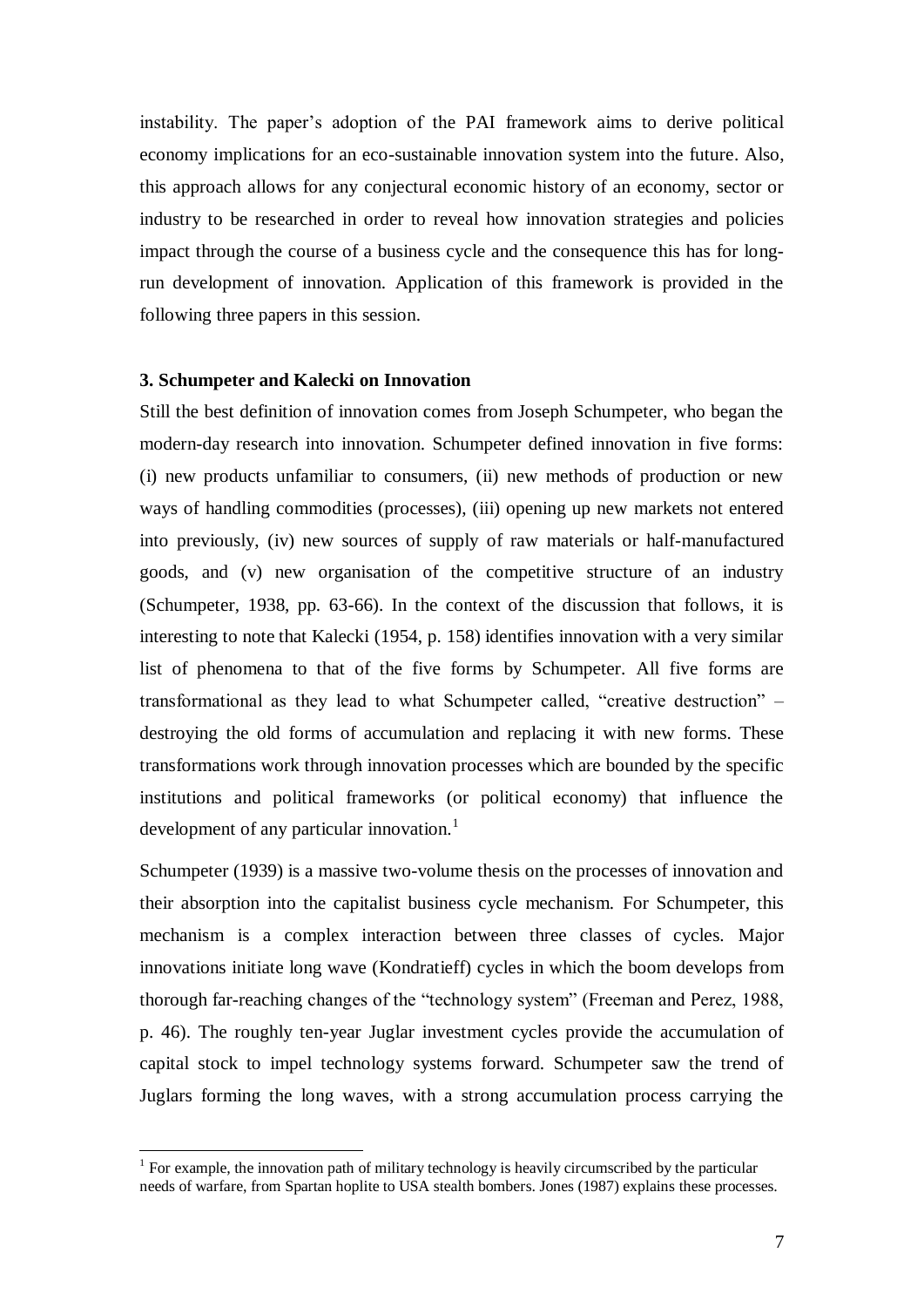instability. The paper's adoption of the PAI framework aims to derive political economy implications for an eco-sustainable innovation system into the future. Also, this approach allows for any conjectural economic history of an economy, sector or industry to be researched in order to reveal how innovation strategies and policies impact through the course of a business cycle and the consequence this has for long-run development of innovation. Application of this framework is provided in the following three papers in this session.

### 3. Schumpeter and Kalecki on Innovation

Still the best definition of innovation comes from Joseph Schumpeter, who began the modern-day research into innovation. Schumpeter defined innovation in five forms: (i) new products unfamiliar to consumers, (ii) new methods of production or new ways of handling commodities (processes), (iii) opening up new markets not entered into previously, (iv) new sources of supply of raw materials or half-manufactured goods, and (v) new organisation of the competitive structure of an industry (Schumpeter, 1938, pp. 63-66). In the context of the discussion that follows, it is interesting to note that Kalecki (1954, p. 158) identifies innovation with a very similar list of phenomena to that of the five forms by Schumpeter. All five forms are transformational as they lead to what Schumpeter called, "creative destruction" – destroying the old forms of accumulation and replacing it with new forms. These transformations work through innovation processes which are bounded by the specific institutions and political frameworks (or political economy) that influence the development of any particular innovation.[1]

Schumpeter (1939) is a massive two-volume thesis on the processes of innovation and their absorption into the capitalist business cycle mechanism. For Schumpeter, this mechanism is a complex interaction between three classes of cycles. Major innovations initiate long wave (Kondratieff) cycles in which the boom develops from thorough far-reaching changes of the "technology system" (Freeman and Perez, 1988, p. 46). The roughly ten-year Juglar investment cycles provide the accumulation of capital stock to impel technology systems forward. Schumpeter saw the trend of Juglars forming the long waves, with a strong accumulation process carrying the

---

[1] For example, the innovation path of military technology is heavily circumscribed by the particular needs of warfare, from Spartan hoplite to USA stealth bombers. Jones (1987) explains these processes.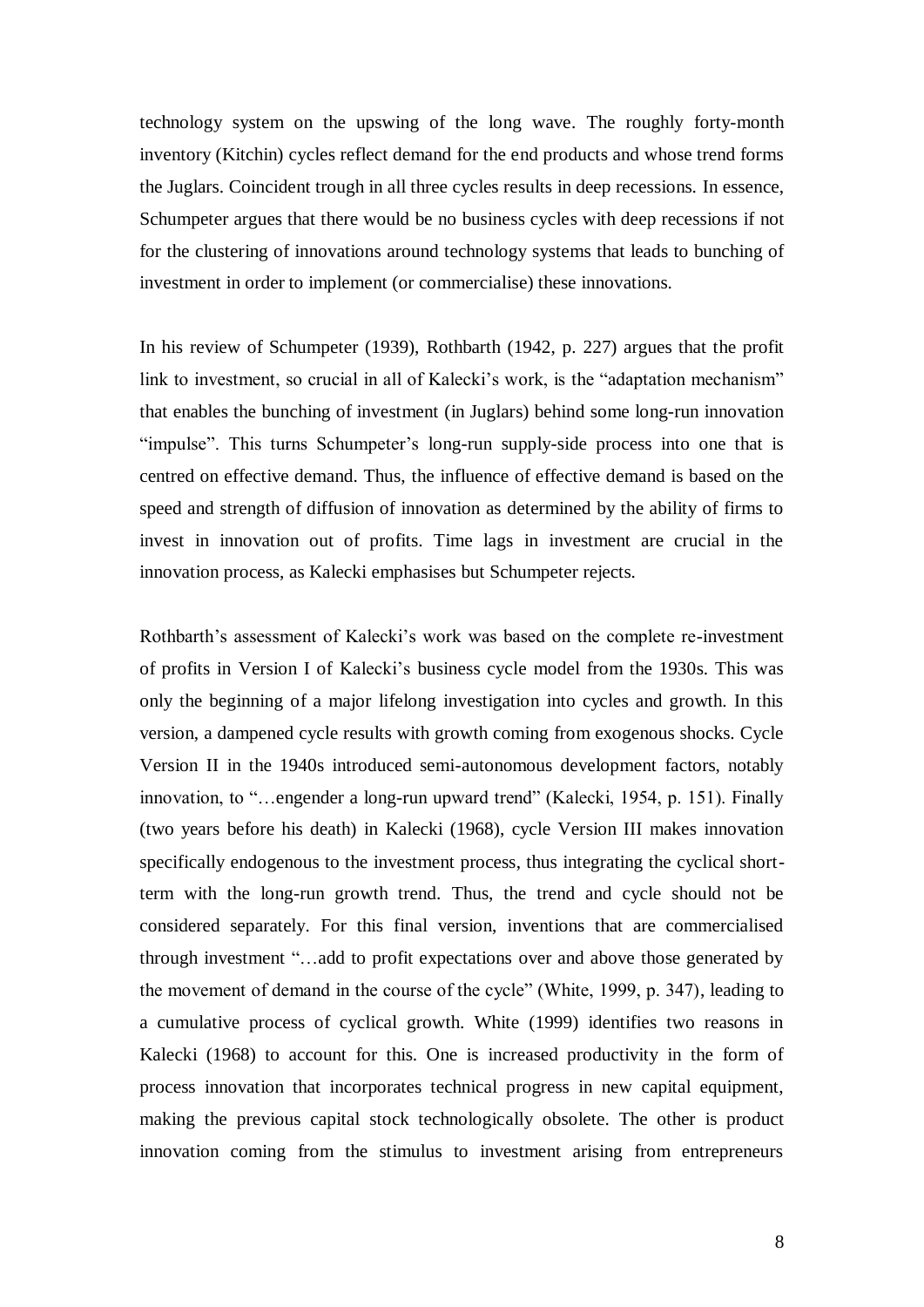technology system on the upswing of the long wave. The roughly forty-month inventory (Kitchin) cycles reflect demand for the end products and whose trend forms the Juglars. Coincident trough in all three cycles results in deep recessions. In essence, Schumpeter argues that there would be no business cycles with deep recessions if not for the clustering of innovations around technology systems that leads to bunching of investment in order to implement (or commercialise) these innovations.

In his review of Schumpeter (1939), Rothbarth (1942, p. 227) argues that the profit link to investment, so crucial in all of Kalecki's work, is the "adaptation mechanism" that enables the bunching of investment (in Juglars) behind some long-run innovation "impulse". This turns Schumpeter's long-run supply-side process into one that is centred on effective demand. Thus, the influence of effective demand is based on the speed and strength of diffusion of innovation as determined by the ability of firms to invest in innovation out of profits. Time lags in investment are crucial in the innovation process, as Kalecki emphasises but Schumpeter rejects.

Rothbarth's assessment of Kalecki's work was based on the complete re-investment of profits in Version I of Kalecki's business cycle model from the 1930s. This was only the beginning of a major lifelong investigation into cycles and growth. In this version, a dampened cycle results with growth coming from exogenous shocks. Cycle Version II in the 1940s introduced semi-autonomous development factors, notably innovation, to "…engender a long-run upward trend" (Kalecki, 1954, p. 151). Finally (two years before his death) in Kalecki (1968), cycle Version III makes innovation specifically endogenous to the investment process, thus integrating the cyclical short-term with the long-run growth trend. Thus, the trend and cycle should not be considered separately. For this final version, inventions that are commercialised through investment "…add to profit expectations over and above those generated by the movement of demand in the course of the cycle" (White, 1999, p. 347), leading to a cumulative process of cyclical growth. White (1999) identifies two reasons in Kalecki (1968) to account for this. One is increased productivity in the form of process innovation that incorporates technical progress in new capital equipment, making the previous capital stock technologically obsolete. The other is product innovation coming from the stimulus to investment arising from entrepreneurs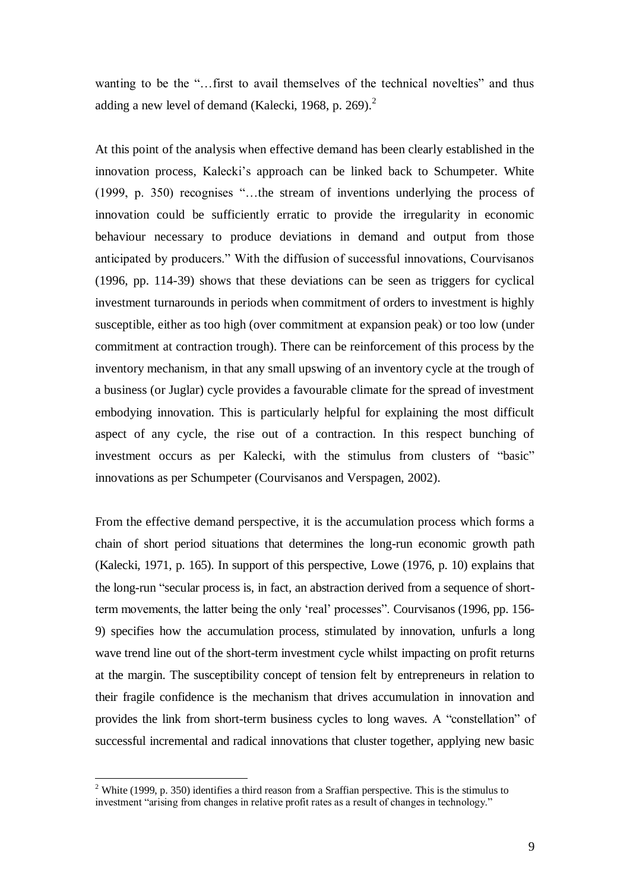wanting to be the "…first to avail themselves of the technical novelties" and thus adding a new level of demand (Kalecki, 1968, p. 269).[2]

At this point of the analysis when effective demand has been clearly established in the innovation process, Kalecki's approach can be linked back to Schumpeter. White (1999, p. 350) recognises "…the stream of inventions underlying the process of innovation could be sufficiently erratic to provide the irregularity in economic behaviour necessary to produce deviations in demand and output from those anticipated by producers." With the diffusion of successful innovations, Courvisanos (1996, pp. 114-39) shows that these deviations can be seen as triggers for cyclical investment turnarounds in periods when commitment of orders to investment is highly susceptible, either as too high (over commitment at expansion peak) or too low (under commitment at contraction trough). There can be reinforcement of this process by the inventory mechanism, in that any small upswing of an inventory cycle at the trough of a business (or Juglar) cycle provides a favourable climate for the spread of investment embodying innovation. This is particularly helpful for explaining the most difficult aspect of any cycle, the rise out of a contraction. In this respect bunching of investment occurs as per Kalecki, with the stimulus from clusters of "basic" innovations as per Schumpeter (Courvisanos and Verspagen, 2002).

From the effective demand perspective, it is the accumulation process which forms a chain of short period situations that determines the long-run economic growth path (Kalecki, 1971, p. 165). In support of this perspective, Lowe (1976, p. 10) explains that the long-run "secular process is, in fact, an abstraction derived from a sequence of short-term movements, the latter being the only 'real' processes". Courvisanos (1996, pp. 156-9) specifies how the accumulation process, stimulated by innovation, unfurls a long wave trend line out of the short-term investment cycle whilst impacting on profit returns at the margin. The susceptibility concept of tension felt by entrepreneurs in relation to their fragile confidence is the mechanism that drives accumulation in innovation and provides the link from short-term business cycles to long waves. A "constellation" of successful incremental and radical innovations that cluster together, applying new basic

[2] White (1999, p. 350) identifies a third reason from a Sraffian perspective. This is the stimulus to investment "arising from changes in relative profit rates as a result of changes in technology."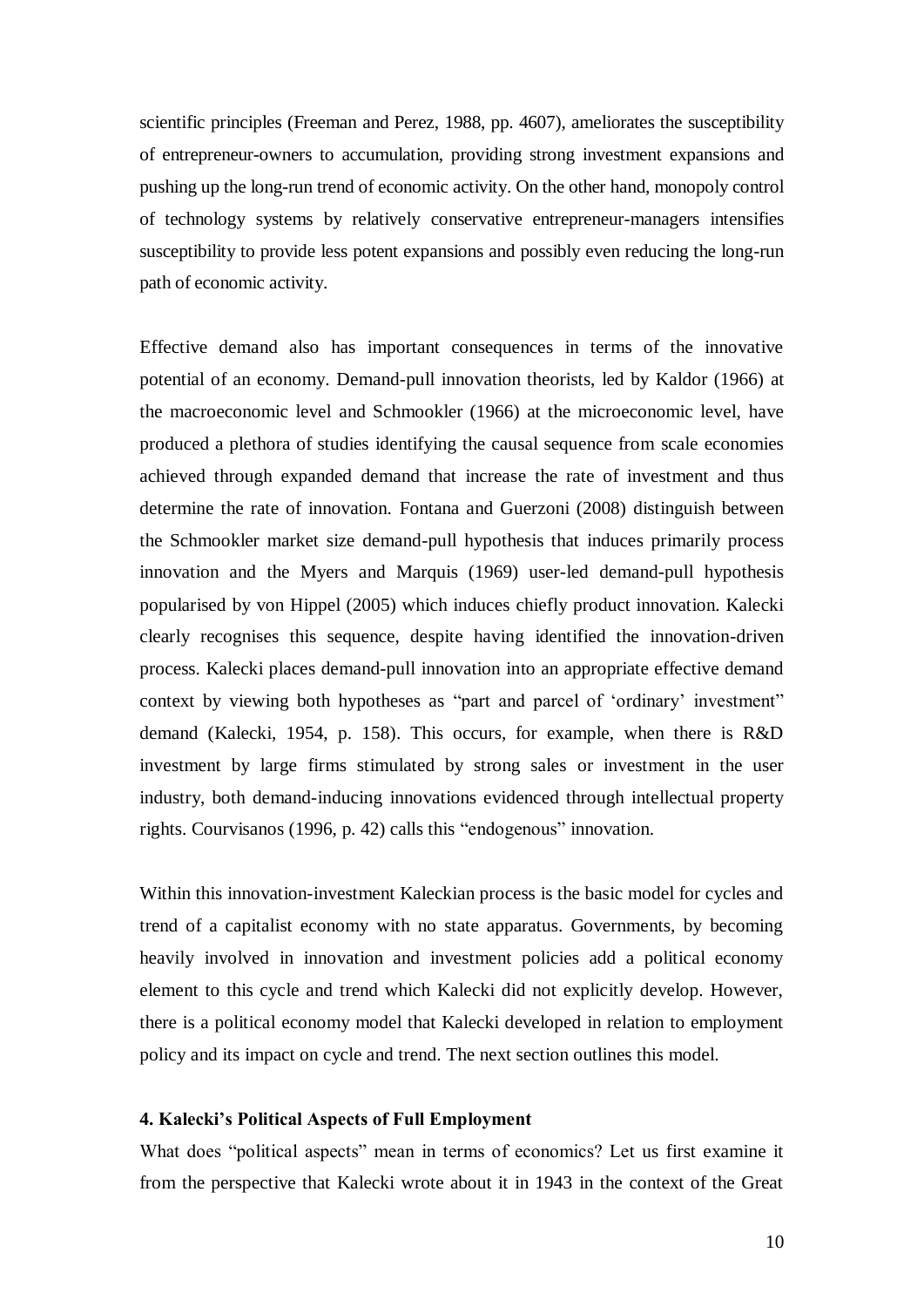scientific principles (Freeman and Perez, 1988, pp. 4607), ameliorates the susceptibility of entrepreneur-owners to accumulation, providing strong investment expansions and pushing up the long-run trend of economic activity. On the other hand, monopoly control of technology systems by relatively conservative entrepreneur-managers intensifies susceptibility to provide less potent expansions and possibly even reducing the long-run path of economic activity.

Effective demand also has important consequences in terms of the innovative potential of an economy. Demand-pull innovation theorists, led by Kaldor (1966) at the macroeconomic level and Schmookler (1966) at the microeconomic level, have produced a plethora of studies identifying the causal sequence from scale economies achieved through expanded demand that increase the rate of investment and thus determine the rate of innovation. Fontana and Guerzoni (2008) distinguish between the Schmookler market size demand-pull hypothesis that induces primarily process innovation and the Myers and Marquis (1969) user-led demand-pull hypothesis popularised by von Hippel (2005) which induces chiefly product innovation. Kalecki clearly recognises this sequence, despite having identified the innovation-driven process. Kalecki places demand-pull innovation into an appropriate effective demand context by viewing both hypotheses as "part and parcel of 'ordinary' investment" demand (Kalecki, 1954, p. 158). This occurs, for example, when there is R&D investment by large firms stimulated by strong sales or investment in the user industry, both demand-inducing innovations evidenced through intellectual property rights. Courvisanos (1996, p. 42) calls this "endogenous" innovation.

Within this innovation-investment Kaleckian process is the basic model for cycles and trend of a capitalist economy with no state apparatus. Governments, by becoming heavily involved in innovation and investment policies add a political economy element to this cycle and trend which Kalecki did not explicitly develop. However, there is a political economy model that Kalecki developed in relation to employment policy and its impact on cycle and trend. The next section outlines this model.

## 4. Kalecki's Political Aspects of Full Employment

What does "political aspects" mean in terms of economics? Let us first examine it from the perspective that Kalecki wrote about it in 1943 in the context of the Great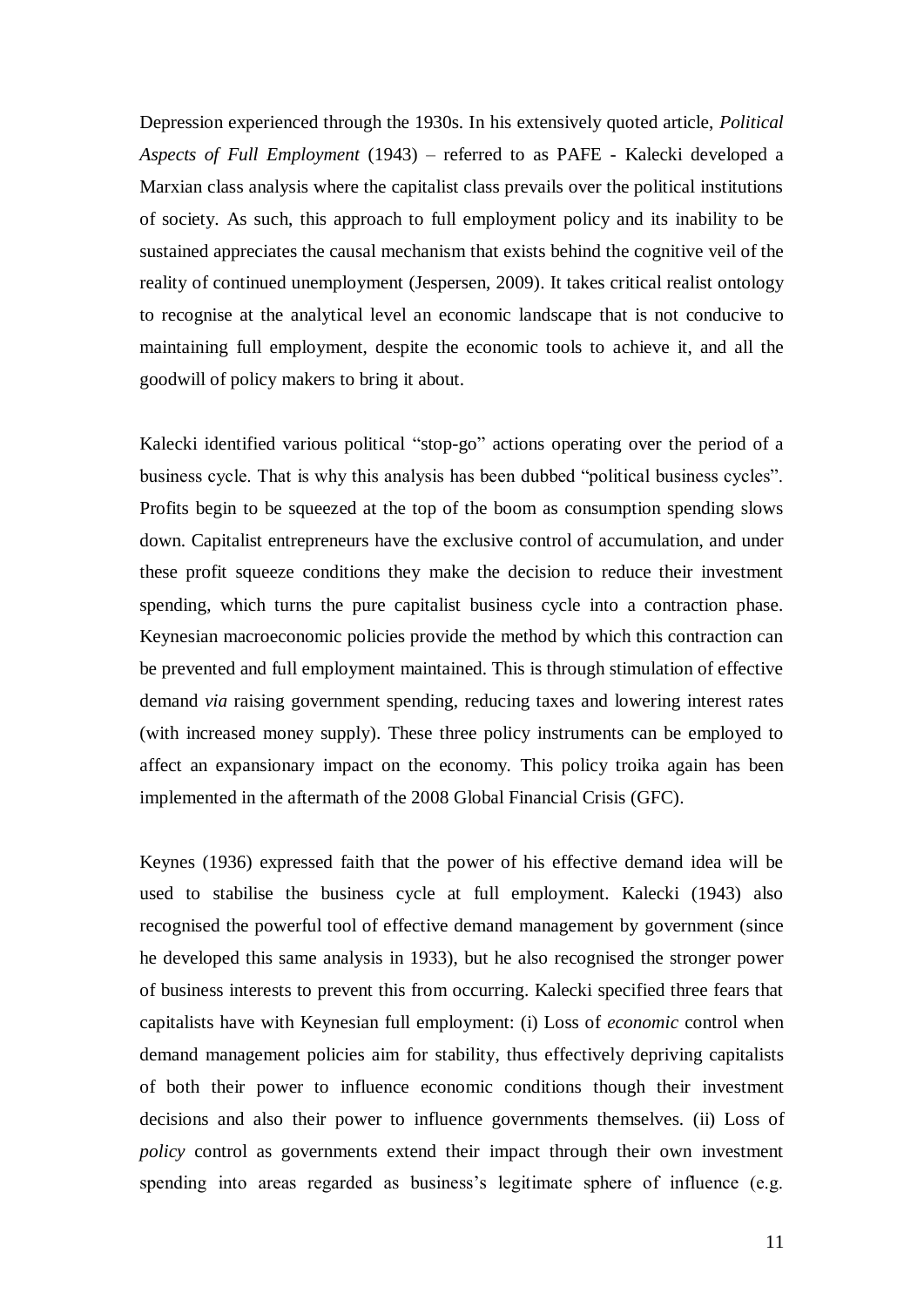Depression experienced through the 1930s. In his extensively quoted article, *Political Aspects of Full Employment* (1943) – referred to as PAFE - Kalecki developed a Marxian class analysis where the capitalist class prevails over the political institutions of society. As such, this approach to full employment policy and its inability to be sustained appreciates the causal mechanism that exists behind the cognitive veil of the reality of continued unemployment (Jespersen, 2009). It takes critical realist ontology to recognise at the analytical level an economic landscape that is not conducive to maintaining full employment, despite the economic tools to achieve it, and all the goodwill of policy makers to bring it about.

Kalecki identified various political "stop-go" actions operating over the period of a business cycle. That is why this analysis has been dubbed "political business cycles". Profits begin to be squeezed at the top of the boom as consumption spending slows down. Capitalist entrepreneurs have the exclusive control of accumulation, and under these profit squeeze conditions they make the decision to reduce their investment spending, which turns the pure capitalist business cycle into a contraction phase. Keynesian macroeconomic policies provide the method by which this contraction can be prevented and full employment maintained. This is through stimulation of effective demand *via* raising government spending, reducing taxes and lowering interest rates (with increased money supply). These three policy instruments can be employed to affect an expansionary impact on the economy. This policy troika again has been implemented in the aftermath of the 2008 Global Financial Crisis (GFC).

Keynes (1936) expressed faith that the power of his effective demand idea will be used to stabilise the business cycle at full employment. Kalecki (1943) also recognised the powerful tool of effective demand management by government (since he developed this same analysis in 1933), but he also recognised the stronger power of business interests to prevent this from occurring. Kalecki specified three fears that capitalists have with Keynesian full employment: (i) Loss of *economic* control when demand management policies aim for stability, thus effectively depriving capitalists of both their power to influence economic conditions though their investment decisions and also their power to influence governments themselves. (ii) Loss of *policy* control as governments extend their impact through their own investment spending into areas regarded as business's legitimate sphere of influence (e.g.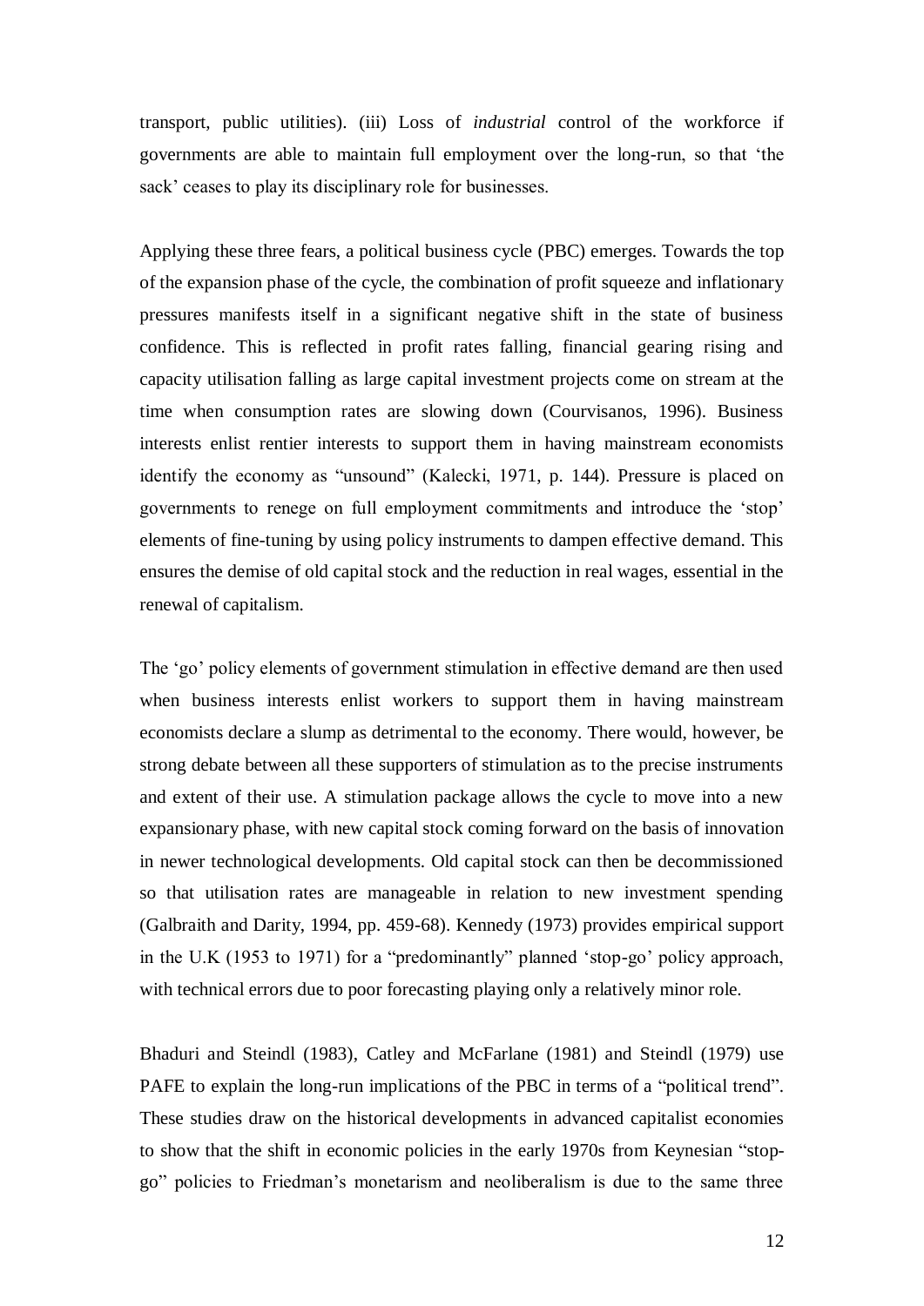transport, public utilities). (iii) Loss of *industrial* control of the workforce if governments are able to maintain full employment over the long-run, so that 'the sack' ceases to play its disciplinary role for businesses.

Applying these three fears, a political business cycle (PBC) emerges. Towards the top of the expansion phase of the cycle, the combination of profit squeeze and inflationary pressures manifests itself in a significant negative shift in the state of business confidence. This is reflected in profit rates falling, financial gearing rising and capacity utilisation falling as large capital investment projects come on stream at the time when consumption rates are slowing down (Courvisanos, 1996). Business interests enlist rentier interests to support them in having mainstream economists identify the economy as "unsound" (Kalecki, 1971, p. 144). Pressure is placed on governments to renege on full employment commitments and introduce the 'stop' elements of fine-tuning by using policy instruments to dampen effective demand. This ensures the demise of old capital stock and the reduction in real wages, essential in the renewal of capitalism.

The 'go' policy elements of government stimulation in effective demand are then used when business interests enlist workers to support them in having mainstream economists declare a slump as detrimental to the economy. There would, however, be strong debate between all these supporters of stimulation as to the precise instruments and extent of their use. A stimulation package allows the cycle to move into a new expansionary phase, with new capital stock coming forward on the basis of innovation in newer technological developments. Old capital stock can then be decommissioned so that utilisation rates are manageable in relation to new investment spending (Galbraith and Darity, 1994, pp. 459-68). Kennedy (1973) provides empirical support in the U.K (1953 to 1971) for a "predominantly" planned 'stop-go' policy approach, with technical errors due to poor forecasting playing only a relatively minor role.

Bhaduri and Steindl (1983), Catley and McFarlane (1981) and Steindl (1979) use PAFE to explain the long-run implications of the PBC in terms of a "political trend". These studies draw on the historical developments in advanced capitalist economies to show that the shift in economic policies in the early 1970s from Keynesian "stop-go" policies to Friedman's monetarism and neoliberalism is due to the same three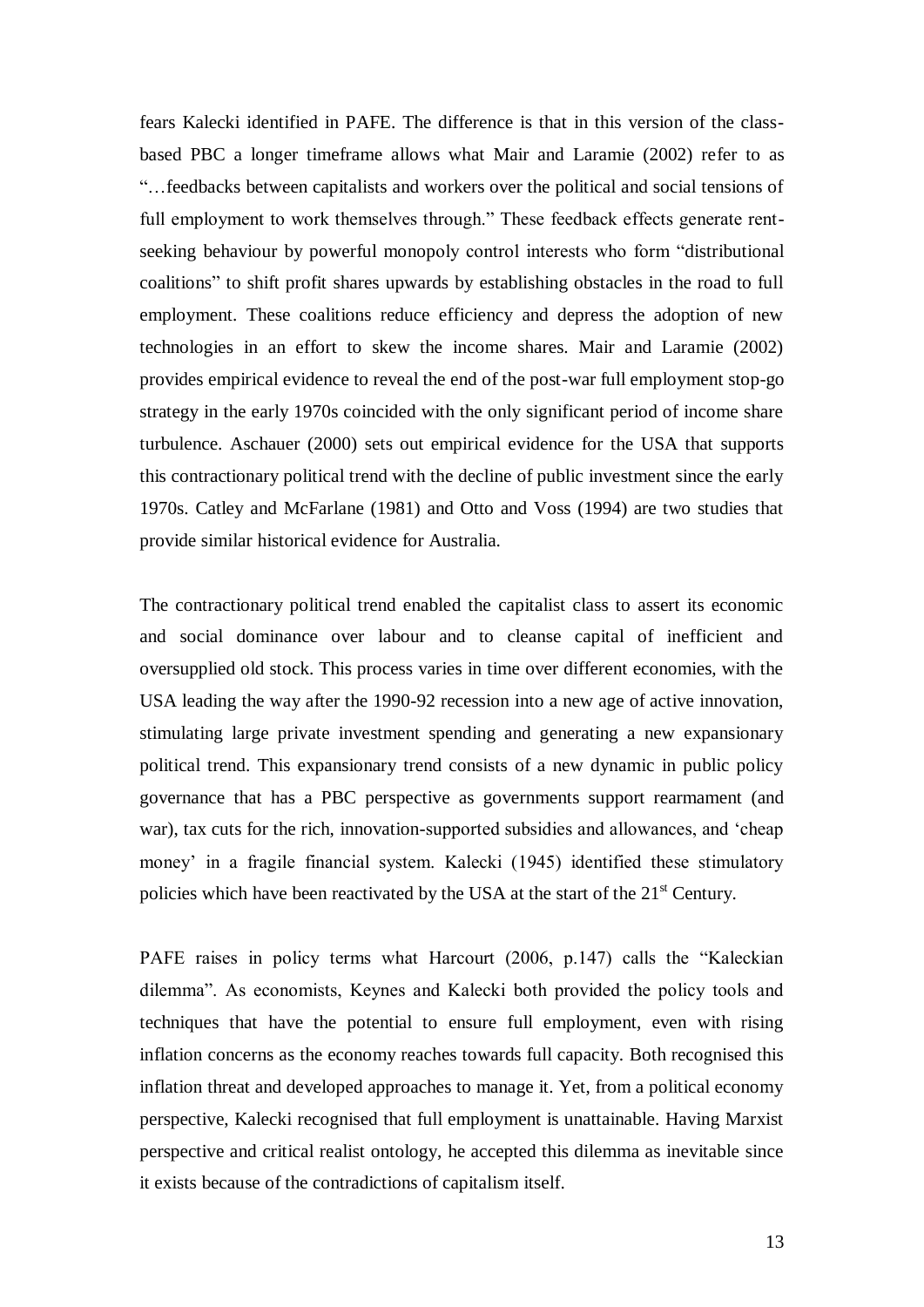fears Kalecki identified in PAFE. The difference is that in this version of the class-based PBC a longer timeframe allows what Mair and Laramie (2002) refer to as "…feedbacks between capitalists and workers over the political and social tensions of full employment to work themselves through." These feedback effects generate rent-seeking behaviour by powerful monopoly control interests who form "distributional coalitions" to shift profit shares upwards by establishing obstacles in the road to full employment. These coalitions reduce efficiency and depress the adoption of new technologies in an effort to skew the income shares. Mair and Laramie (2002) provides empirical evidence to reveal the end of the post-war full employment stop-go strategy in the early 1970s coincided with the only significant period of income share turbulence. Aschauer (2000) sets out empirical evidence for the USA that supports this contractionary political trend with the decline of public investment since the early 1970s. Catley and McFarlane (1981) and Otto and Voss (1994) are two studies that provide similar historical evidence for Australia.

The contractionary political trend enabled the capitalist class to assert its economic and social dominance over labour and to cleanse capital of inefficient and oversupplied old stock. This process varies in time over different economies, with the USA leading the way after the 1990-92 recession into a new age of active innovation, stimulating large private investment spending and generating a new expansionary political trend. This expansionary trend consists of a new dynamic in public policy governance that has a PBC perspective as governments support rearmament (and war), tax cuts for the rich, innovation-supported subsidies and allowances, and 'cheap money' in a fragile financial system. Kalecki (1945) identified these stimulatory policies which have been reactivated by the USA at the start of the 21st Century.

PAFE raises in policy terms what Harcourt (2006, p.147) calls the "Kaleckian dilemma". As economists, Keynes and Kalecki both provided the policy tools and techniques that have the potential to ensure full employment, even with rising inflation concerns as the economy reaches towards full capacity. Both recognised this inflation threat and developed approaches to manage it. Yet, from a political economy perspective, Kalecki recognised that full employment is unattainable. Having Marxist perspective and critical realist ontology, he accepted this dilemma as inevitable since it exists because of the contradictions of capitalism itself.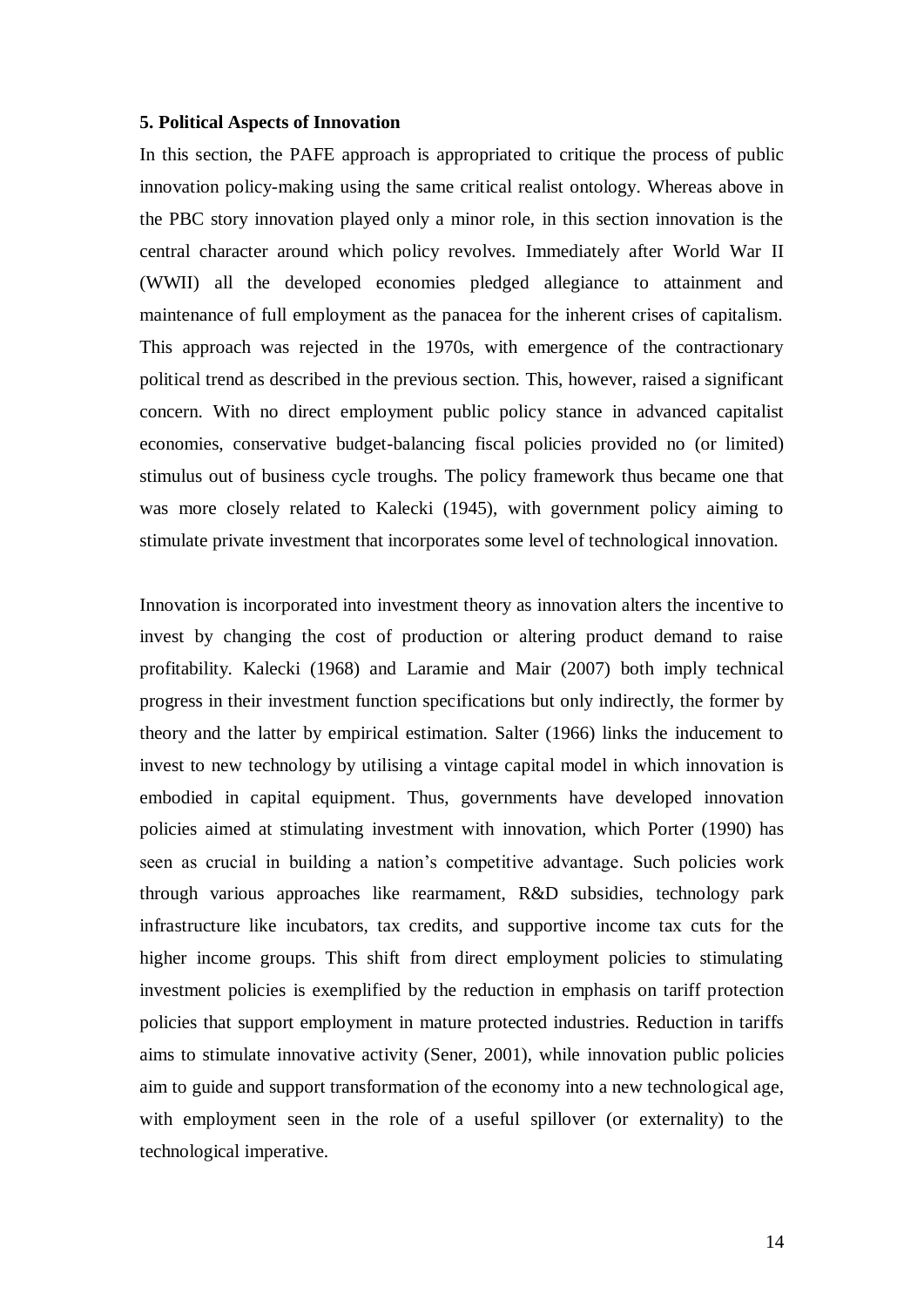## 5. Political Aspects of Innovation

In this section, the PAFE approach is appropriated to critique the process of public innovation policy-making using the same critical realist ontology. Whereas above in the PBC story innovation played only a minor role, in this section innovation is the central character around which policy revolves. Immediately after World War II (WWII) all the developed economies pledged allegiance to attainment and maintenance of full employment as the panacea for the inherent crises of capitalism. This approach was rejected in the 1970s, with emergence of the contractionary political trend as described in the previous section. This, however, raised a significant concern. With no direct employment public policy stance in advanced capitalist economies, conservative budget-balancing fiscal policies provided no (or limited) stimulus out of business cycle troughs. The policy framework thus became one that was more closely related to Kalecki (1945), with government policy aiming to stimulate private investment that incorporates some level of technological innovation.

Innovation is incorporated into investment theory as innovation alters the incentive to invest by changing the cost of production or altering product demand to raise profitability. Kalecki (1968) and Laramie and Mair (2007) both imply technical progress in their investment function specifications but only indirectly, the former by theory and the latter by empirical estimation. Salter (1966) links the inducement to invest to new technology by utilising a vintage capital model in which innovation is embodied in capital equipment. Thus, governments have developed innovation policies aimed at stimulating investment with innovation, which Porter (1990) has seen as crucial in building a nation's competitive advantage. Such policies work through various approaches like rearmament, R&D subsidies, technology park infrastructure like incubators, tax credits, and supportive income tax cuts for the higher income groups. This shift from direct employment policies to stimulating investment policies is exemplified by the reduction in emphasis on tariff protection policies that support employment in mature protected industries. Reduction in tariffs aims to stimulate innovative activity (Sener, 2001), while innovation public policies aim to guide and support transformation of the economy into a new technological age, with employment seen in the role of a useful spillover (or externality) to the technological imperative.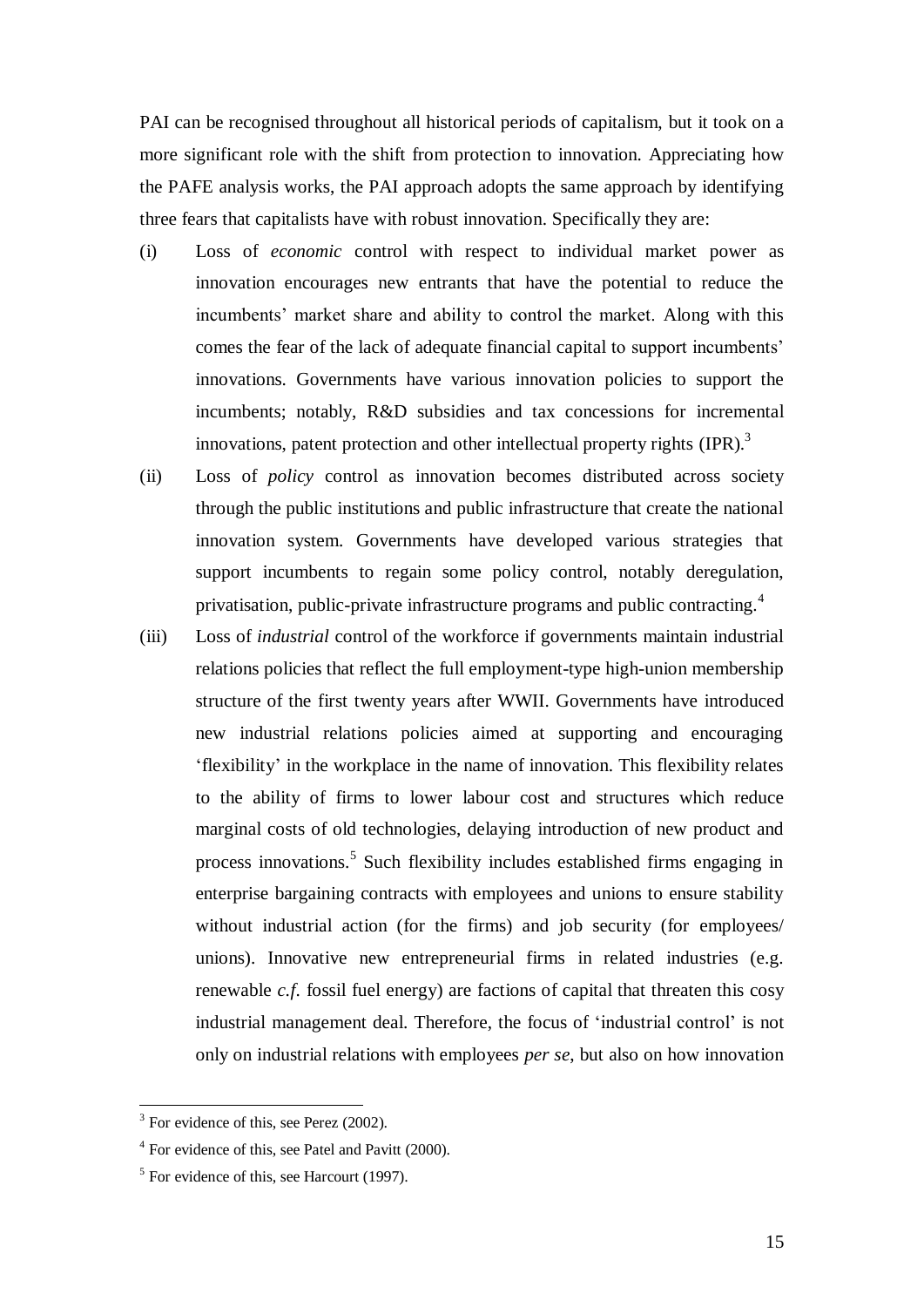PAI can be recognised throughout all historical periods of capitalism, but it took on a more significant role with the shift from protection to innovation. Appreciating how the PAFE analysis works, the PAI approach adopts the same approach by identifying three fears that capitalists have with robust innovation. Specifically they are:

(i) Loss of *economic* control with respect to individual market power as innovation encourages new entrants that have the potential to reduce the incumbents' market share and ability to control the market. Along with this comes the fear of the lack of adequate financial capital to support incumbents' innovations. Governments have various innovation policies to support the incumbents; notably, R&D subsidies and tax concessions for incremental innovations, patent protection and other intellectual property rights (IPR).[3]

(ii) Loss of *policy* control as innovation becomes distributed across society through the public institutions and public infrastructure that create the national innovation system. Governments have developed various strategies that support incumbents to regain some policy control, notably deregulation, privatisation, public-private infrastructure programs and public contracting.[4]

(iii) Loss of *industrial* control of the workforce if governments maintain industrial relations policies that reflect the full employment-type high-union membership structure of the first twenty years after WWII. Governments have introduced new industrial relations policies aimed at supporting and encouraging 'flexibility' in the workplace in the name of innovation. This flexibility relates to the ability of firms to lower labour cost and structures which reduce marginal costs of old technologies, delaying introduction of new product and process innovations.[5] Such flexibility includes established firms engaging in enterprise bargaining contracts with employees and unions to ensure stability without industrial action (for the firms) and job security (for employees/ unions). Innovative new entrepreneurial firms in related industries (e.g. renewable *c.f.* fossil fuel energy) are factions of capital that threaten this cosy industrial management deal. Therefore, the focus of 'industrial control' is not only on industrial relations with employees *per se*, but also on how innovation

[3] For evidence of this, see Perez (2002).

[4] For evidence of this, see Patel and Pavitt (2000).

[5] For evidence of this, see Harcourt (1997).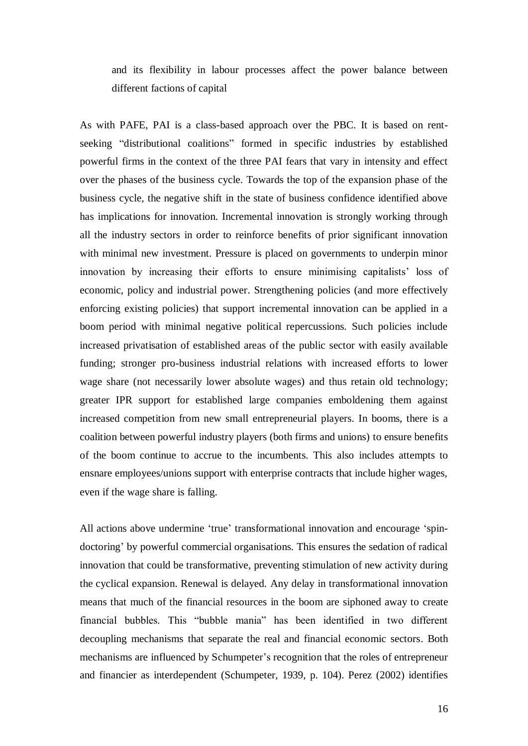and its flexibility in labour processes affect the power balance between different factions of capital

As with PAFE, PAI is a class-based approach over the PBC. It is based on rent-seeking "distributional coalitions" formed in specific industries by established powerful firms in the context of the three PAI fears that vary in intensity and effect over the phases of the business cycle. Towards the top of the expansion phase of the business cycle, the negative shift in the state of business confidence identified above has implications for innovation. Incremental innovation is strongly working through all the industry sectors in order to reinforce benefits of prior significant innovation with minimal new investment. Pressure is placed on governments to underpin minor innovation by increasing their efforts to ensure minimising capitalists' loss of economic, policy and industrial power. Strengthening policies (and more effectively enforcing existing policies) that support incremental innovation can be applied in a boom period with minimal negative political repercussions. Such policies include increased privatisation of established areas of the public sector with easily available funding; stronger pro-business industrial relations with increased efforts to lower wage share (not necessarily lower absolute wages) and thus retain old technology; greater IPR support for established large companies emboldening them against increased competition from new small entrepreneurial players. In booms, there is a coalition between powerful industry players (both firms and unions) to ensure benefits of the boom continue to accrue to the incumbents. This also includes attempts to ensnare employees/unions support with enterprise contracts that include higher wages, even if the wage share is falling.

All actions above undermine 'true' transformational innovation and encourage 'spin-doctoring' by powerful commercial organisations. This ensures the sedation of radical innovation that could be transformative, preventing stimulation of new activity during the cyclical expansion. Renewal is delayed. Any delay in transformational innovation means that much of the financial resources in the boom are siphoned away to create financial bubbles. This "bubble mania" has been identified in two different decoupling mechanisms that separate the real and financial economic sectors. Both mechanisms are influenced by Schumpeter's recognition that the roles of entrepreneur and financier as interdependent (Schumpeter, 1939, p. 104). Perez (2002) identifies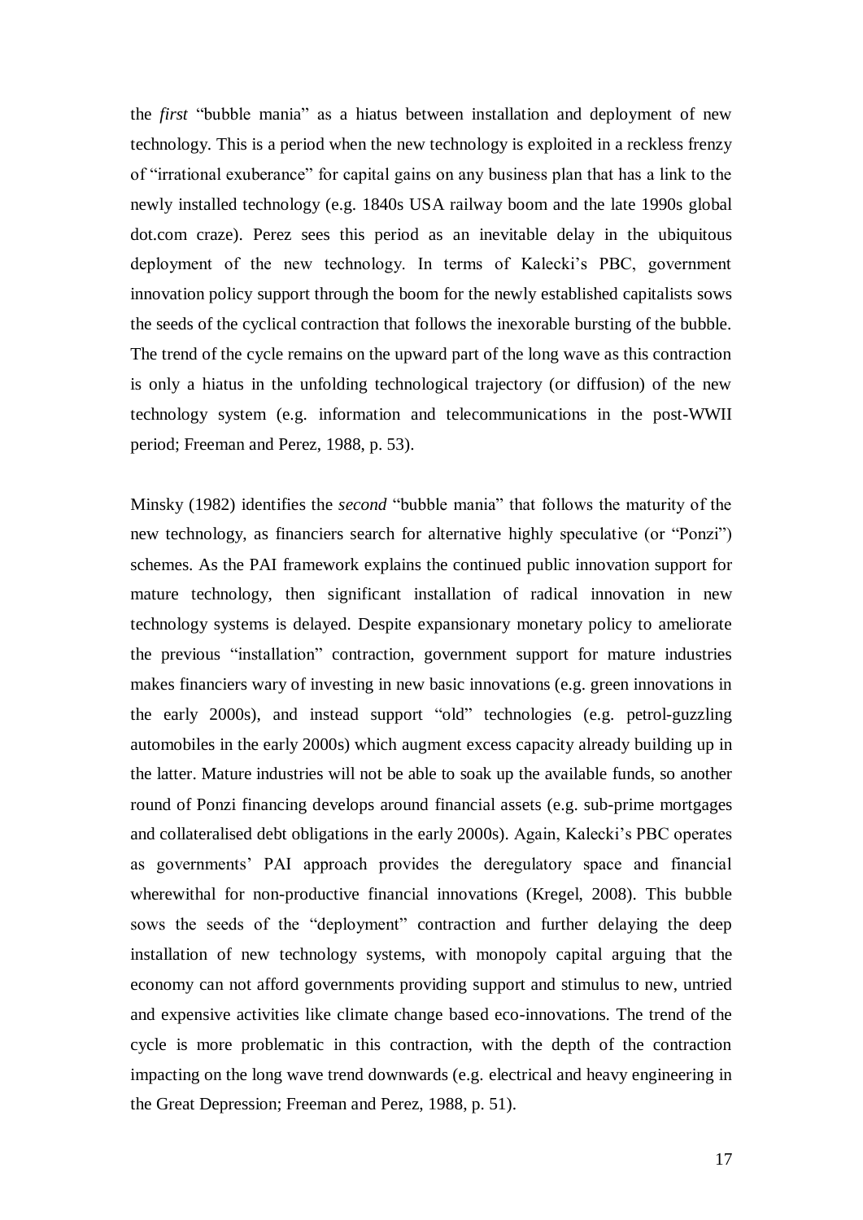the *first* "bubble mania" as a hiatus between installation and deployment of new technology. This is a period when the new technology is exploited in a reckless frenzy of "irrational exuberance" for capital gains on any business plan that has a link to the newly installed technology (e.g. 1840s USA railway boom and the late 1990s global dot.com craze). Perez sees this period as an inevitable delay in the ubiquitous deployment of the new technology. In terms of Kalecki's PBC, government innovation policy support through the boom for the newly established capitalists sows the seeds of the cyclical contraction that follows the inexorable bursting of the bubble. The trend of the cycle remains on the upward part of the long wave as this contraction is only a hiatus in the unfolding technological trajectory (or diffusion) of the new technology system (e.g. information and telecommunications in the post-WWII period; Freeman and Perez, 1988, p. 53).

Minsky (1982) identifies the *second* "bubble mania" that follows the maturity of the new technology, as financiers search for alternative highly speculative (or "Ponzi") schemes. As the PAI framework explains the continued public innovation support for mature technology, then significant installation of radical innovation in new technology systems is delayed. Despite expansionary monetary policy to ameliorate the previous "installation" contraction, government support for mature industries makes financiers wary of investing in new basic innovations (e.g. green innovations in the early 2000s), and instead support "old" technologies (e.g. petrol-guzzling automobiles in the early 2000s) which augment excess capacity already building up in the latter. Mature industries will not be able to soak up the available funds, so another round of Ponzi financing develops around financial assets (e.g. sub-prime mortgages and collateralised debt obligations in the early 2000s). Again, Kalecki's PBC operates as governments' PAI approach provides the deregulatory space and financial wherewithal for non-productive financial innovations (Kregel, 2008). This bubble sows the seeds of the "deployment" contraction and further delaying the deep installation of new technology systems, with monopoly capital arguing that the economy can not afford governments providing support and stimulus to new, untried and expensive activities like climate change based eco-innovations. The trend of the cycle is more problematic in this contraction, with the depth of the contraction impacting on the long wave trend downwards (e.g. electrical and heavy engineering in the Great Depression; Freeman and Perez, 1988, p. 51).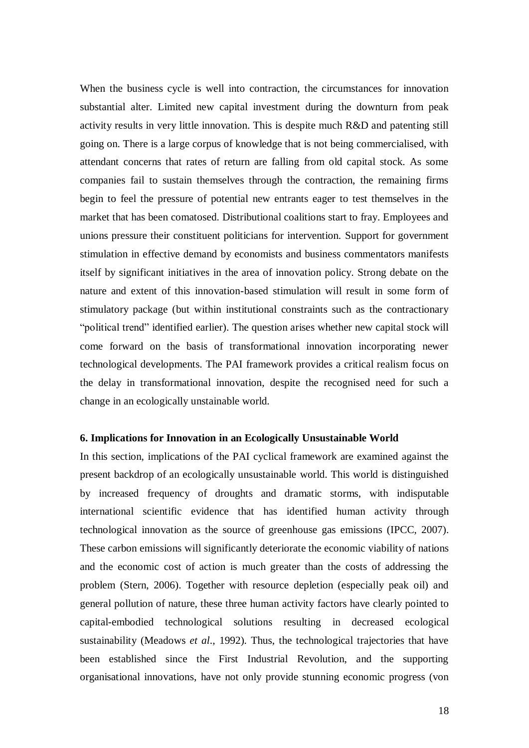When the business cycle is well into contraction, the circumstances for innovation substantial alter. Limited new capital investment during the downturn from peak activity results in very little innovation. This is despite much R&D and patenting still going on. There is a large corpus of knowledge that is not being commercialised, with attendant concerns that rates of return are falling from old capital stock. As some companies fail to sustain themselves through the contraction, the remaining firms begin to feel the pressure of potential new entrants eager to test themselves in the market that has been comatosed. Distributional coalitions start to fray. Employees and unions pressure their constituent politicians for intervention. Support for government stimulation in effective demand by economists and business commentators manifests itself by significant initiatives in the area of innovation policy. Strong debate on the nature and extent of this innovation-based stimulation will result in some form of stimulatory package (but within institutional constraints such as the contractionary "political trend" identified earlier). The question arises whether new capital stock will come forward on the basis of transformational innovation incorporating newer technological developments. The PAI framework provides a critical realism focus on the delay in transformational innovation, despite the recognised need for such a change in an ecologically unstainable world.

### 6. Implications for Innovation in an Ecologically Unsustainable World

In this section, implications of the PAI cyclical framework are examined against the present backdrop of an ecologically unsustainable world. This world is distinguished by increased frequency of droughts and dramatic storms, with indisputable international scientific evidence that has identified human activity through technological innovation as the source of greenhouse gas emissions (IPCC, 2007). These carbon emissions will significantly deteriorate the economic viability of nations and the economic cost of action is much greater than the costs of addressing the problem (Stern, 2006). Together with resource depletion (especially peak oil) and general pollution of nature, these three human activity factors have clearly pointed to capital-embodied technological solutions resulting in decreased ecological sustainability (Meadows *et al*., 1992). Thus, the technological trajectories that have been established since the First Industrial Revolution, and the supporting organisational innovations, have not only provide stunning economic progress (von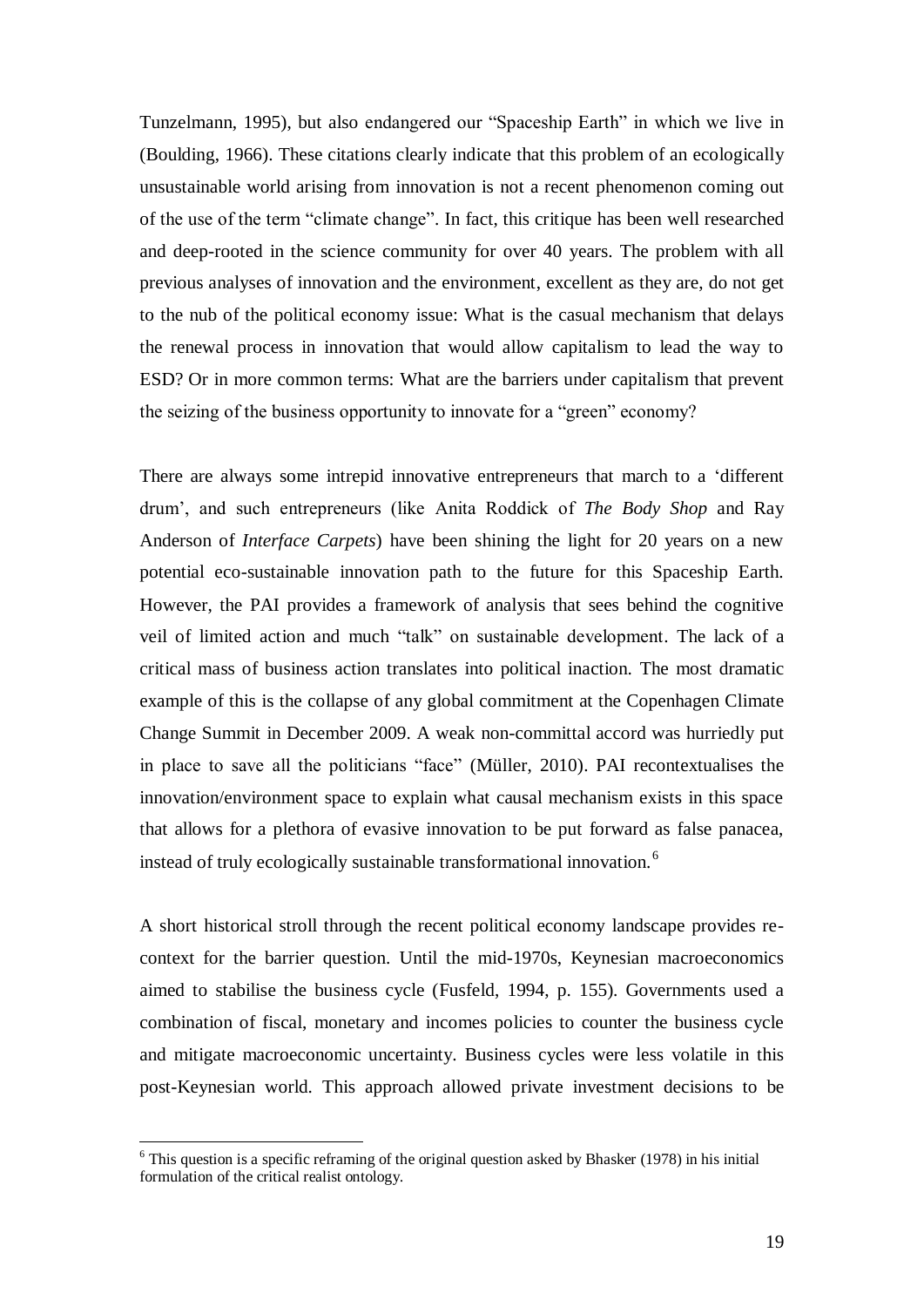Tunzelmann, 1995), but also endangered our "Spaceship Earth" in which we live in (Boulding, 1966). These citations clearly indicate that this problem of an ecologically unsustainable world arising from innovation is not a recent phenomenon coming out of the use of the term "climate change". In fact, this critique has been well researched and deep-rooted in the science community for over 40 years. The problem with all previous analyses of innovation and the environment, excellent as they are, do not get to the nub of the political economy issue: What is the casual mechanism that delays the renewal process in innovation that would allow capitalism to lead the way to ESD? Or in more common terms: What are the barriers under capitalism that prevent the seizing of the business opportunity to innovate for a "green" economy?

There are always some intrepid innovative entrepreneurs that march to a 'different drum', and such entrepreneurs (like Anita Roddick of *The Body Shop* and Ray Anderson of *Interface Carpets*) have been shining the light for 20 years on a new potential eco-sustainable innovation path to the future for this Spaceship Earth. However, the PAI provides a framework of analysis that sees behind the cognitive veil of limited action and much "talk" on sustainable development. The lack of a critical mass of business action translates into political inaction. The most dramatic example of this is the collapse of any global commitment at the Copenhagen Climate Change Summit in December 2009. A weak non-committal accord was hurriedly put in place to save all the politicians "face" (Müller, 2010). PAI recontextualises the innovation/environment space to explain what causal mechanism exists in this space that allows for a plethora of evasive innovation to be put forward as false panacea, instead of truly ecologically sustainable transformational innovation.[6]

A short historical stroll through the recent political economy landscape provides re-context for the barrier question. Until the mid-1970s, Keynesian macroeconomics aimed to stabilise the business cycle (Fusfeld, 1994, p. 155). Governments used a combination of fiscal, monetary and incomes policies to counter the business cycle and mitigate macroeconomic uncertainty. Business cycles were less volatile in this post-Keynesian world. This approach allowed private investment decisions to be

[6] This question is a specific reframing of the original question asked by Bhasker (1978) in his initial formulation of the critical realist ontology.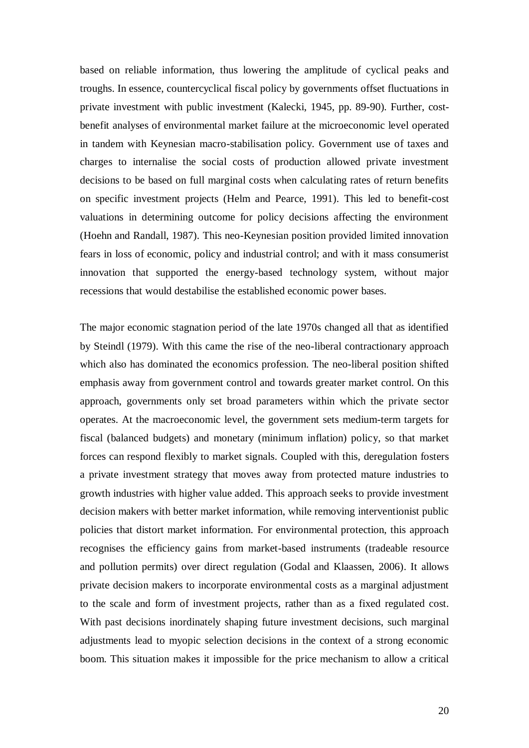based on reliable information, thus lowering the amplitude of cyclical peaks and troughs. In essence, countercyclical fiscal policy by governments offset fluctuations in private investment with public investment (Kalecki, 1945, pp. 89-90). Further, cost-benefit analyses of environmental market failure at the microeconomic level operated in tandem with Keynesian macro-stabilisation policy. Government use of taxes and charges to internalise the social costs of production allowed private investment decisions to be based on full marginal costs when calculating rates of return benefits on specific investment projects (Helm and Pearce, 1991). This led to benefit-cost valuations in determining outcome for policy decisions affecting the environment (Hoehn and Randall, 1987). This neo-Keynesian position provided limited innovation fears in loss of economic, policy and industrial control; and with it mass consumerist innovation that supported the energy-based technology system, without major recessions that would destabilise the established economic power bases.

The major economic stagnation period of the late 1970s changed all that as identified by Steindl (1979). With this came the rise of the neo-liberal contractionary approach which also has dominated the economics profession. The neo-liberal position shifted emphasis away from government control and towards greater market control. On this approach, governments only set broad parameters within which the private sector operates. At the macroeconomic level, the government sets medium-term targets for fiscal (balanced budgets) and monetary (minimum inflation) policy, so that market forces can respond flexibly to market signals. Coupled with this, deregulation fosters a private investment strategy that moves away from protected mature industries to growth industries with higher value added. This approach seeks to provide investment decision makers with better market information, while removing interventionist public policies that distort market information. For environmental protection, this approach recognises the efficiency gains from market-based instruments (tradeable resource and pollution permits) over direct regulation (Godal and Klaassen, 2006). It allows private decision makers to incorporate environmental costs as a marginal adjustment to the scale and form of investment projects, rather than as a fixed regulated cost. With past decisions inordinately shaping future investment decisions, such marginal adjustments lead to myopic selection decisions in the context of a strong economic boom. This situation makes it impossible for the price mechanism to allow a critical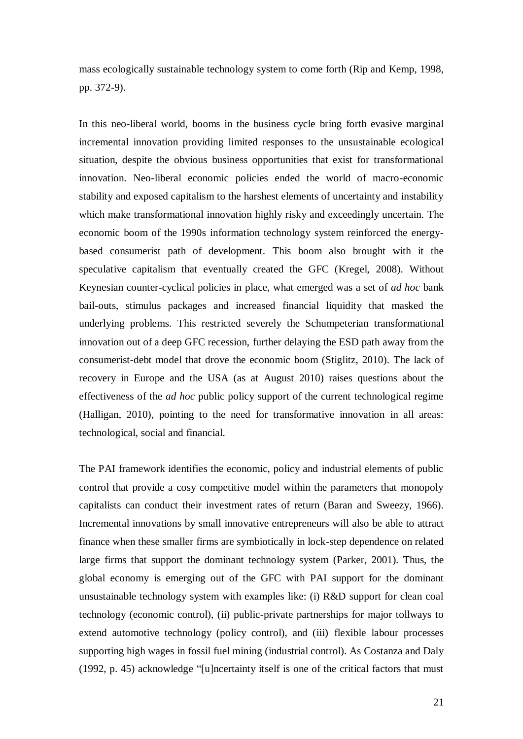mass ecologically sustainable technology system to come forth (Rip and Kemp, 1998, pp. 372-9).

In this neo-liberal world, booms in the business cycle bring forth evasive marginal incremental innovation providing limited responses to the unsustainable ecological situation, despite the obvious business opportunities that exist for transformational innovation. Neo-liberal economic policies ended the world of macro-economic stability and exposed capitalism to the harshest elements of uncertainty and instability which make transformational innovation highly risky and exceedingly uncertain. The economic boom of the 1990s information technology system reinforced the energy-based consumerist path of development. This boom also brought with it the speculative capitalism that eventually created the GFC (Kregel, 2008). Without Keynesian counter-cyclical policies in place, what emerged was a set of *ad hoc* bank bail-outs, stimulus packages and increased financial liquidity that masked the underlying problems. This restricted severely the Schumpeterian transformational innovation out of a deep GFC recession, further delaying the ESD path away from the consumerist-debt model that drove the economic boom (Stiglitz, 2010). The lack of recovery in Europe and the USA (as at August 2010) raises questions about the effectiveness of the *ad hoc* public policy support of the current technological regime (Halligan, 2010), pointing to the need for transformative innovation in all areas: technological, social and financial.

The PAI framework identifies the economic, policy and industrial elements of public control that provide a cosy competitive model within the parameters that monopoly capitalists can conduct their investment rates of return (Baran and Sweezy, 1966). Incremental innovations by small innovative entrepreneurs will also be able to attract finance when these smaller firms are symbiotically in lock-step dependence on related large firms that support the dominant technology system (Parker, 2001). Thus, the global economy is emerging out of the GFC with PAI support for the dominant unsustainable technology system with examples like: (i) R&D support for clean coal technology (economic control), (ii) public-private partnerships for major tollways to extend automotive technology (policy control), and (iii) flexible labour processes supporting high wages in fossil fuel mining (industrial control). As Costanza and Daly (1992, p. 45) acknowledge "[u]ncertainty itself is one of the critical factors that must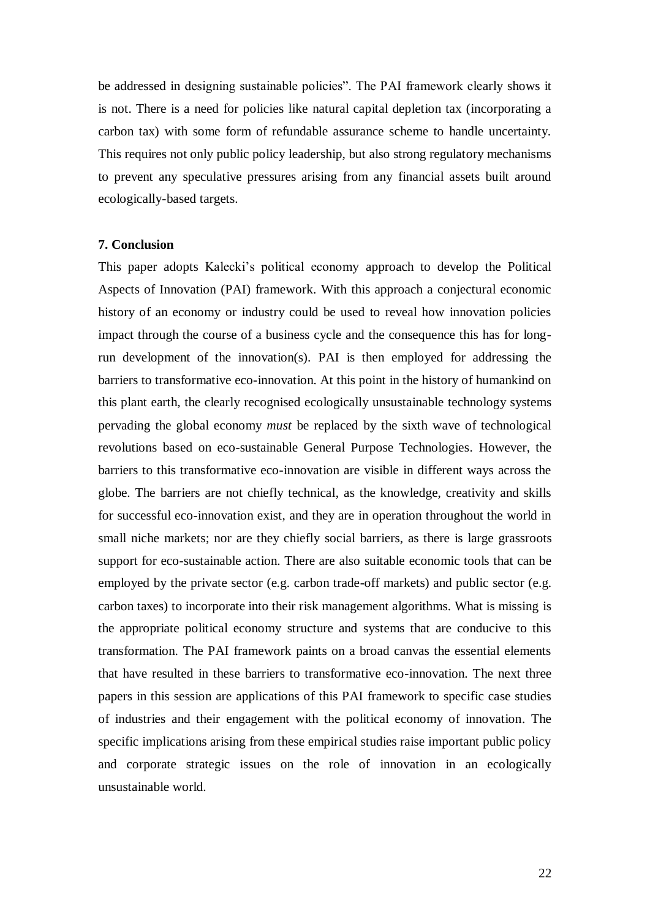be addressed in designing sustainable policies". The PAI framework clearly shows it is not. There is a need for policies like natural capital depletion tax (incorporating a carbon tax) with some form of refundable assurance scheme to handle uncertainty. This requires not only public policy leadership, but also strong regulatory mechanisms to prevent any speculative pressures arising from any financial assets built around ecologically-based targets.

## 7. Conclusion

This paper adopts Kalecki's political economy approach to develop the Political Aspects of Innovation (PAI) framework. With this approach a conjectural economic history of an economy or industry could be used to reveal how innovation policies impact through the course of a business cycle and the consequence this has for long-run development of the innovation(s). PAI is then employed for addressing the barriers to transformative eco-innovation. At this point in the history of humankind on this plant earth, the clearly recognised ecologically unsustainable technology systems pervading the global economy *must* be replaced by the sixth wave of technological revolutions based on eco-sustainable General Purpose Technologies. However, the barriers to this transformative eco-innovation are visible in different ways across the globe. The barriers are not chiefly technical, as the knowledge, creativity and skills for successful eco-innovation exist, and they are in operation throughout the world in small niche markets; nor are they chiefly social barriers, as there is large grassroots support for eco-sustainable action. There are also suitable economic tools that can be employed by the private sector (e.g. carbon trade-off markets) and public sector (e.g. carbon taxes) to incorporate into their risk management algorithms. What is missing is the appropriate political economy structure and systems that are conducive to this transformation. The PAI framework paints on a broad canvas the essential elements that have resulted in these barriers to transformative eco-innovation. The next three papers in this session are applications of this PAI framework to specific case studies of industries and their engagement with the political economy of innovation. The specific implications arising from these empirical studies raise important public policy and corporate strategic issues on the role of innovation in an ecologically unsustainable world.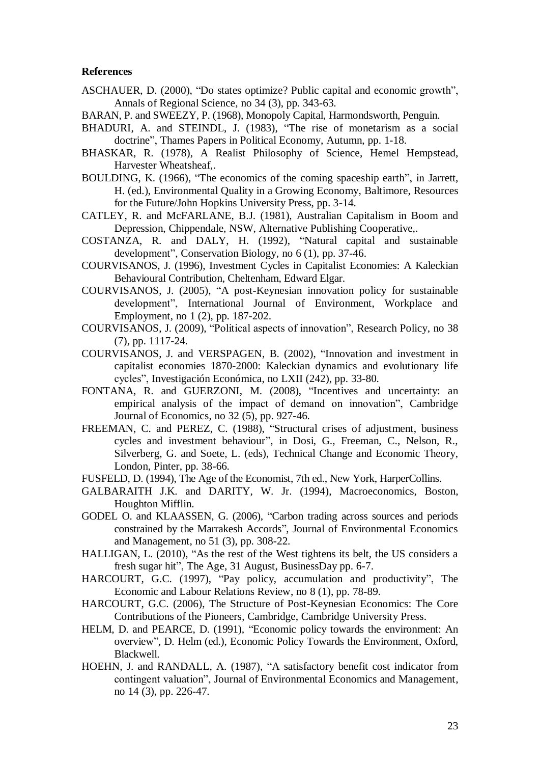**References**

ASCHAUER, D. (2000), “Do states optimize? Public capital and economic growth”, Annals of Regional Science, no 34 (3), pp. 343-63.

BARAN, P. and SWEEZY, P. (1968), Monopoly Capital, Harmondsworth, Penguin.

BHADURI, A. and STEINDL, J. (1983), “The rise of monetarism as a social doctrine”, Thames Papers in Political Economy, Autumn, pp. 1-18.

BHASKAR, R. (1978), A Realist Philosophy of Science, Hemel Hempstead, Harvester Wheatsheaf,.

BOULDING, K. (1966), “The economics of the coming spaceship earth”, in Jarrett, H. (ed.), Environmental Quality in a Growing Economy, Baltimore, Resources for the Future/John Hopkins University Press, pp. 3-14.

CATLEY, R. and McFARLANE, B.J. (1981), Australian Capitalism in Boom and Depression, Chippendale, NSW, Alternative Publishing Cooperative,.

COSTANZA, R. and DALY, H. (1992), “Natural capital and sustainable development”, Conservation Biology, no 6 (1), pp. 37-46.

COURVISANOS, J. (1996), Investment Cycles in Capitalist Economies: A Kaleckian Behavioural Contribution, Cheltenham, Edward Elgar.

COURVISANOS, J. (2005), “A post-Keynesian innovation policy for sustainable development”, International Journal of Environment, Workplace and Employment, no 1 (2), pp. 187-202.

COURVISANOS, J. (2009), “Political aspects of innovation”, Research Policy, no 38 (7), pp. 1117-24.

COURVISANOS, J. and VERSPAGEN, B. (2002), “Innovation and investment in capitalist economies 1870-2000: Kaleckian dynamics and evolutionary life cycles”, Investigación Económica, no LXII (242), pp. 33-80.

FONTANA, R. and GUERZONI, M. (2008), “Incentives and uncertainty: an empirical analysis of the impact of demand on innovation”, Cambridge Journal of Economics, no 32 (5), pp. 927-46.

FREEMAN, C. and PEREZ, C. (1988), “Structural crises of adjustment, business cycles and investment behaviour”, in Dosi, G., Freeman, C., Nelson, R., Silverberg, G. and Soete, L. (eds), Technical Change and Economic Theory, London, Pinter, pp. 38-66.

FUSFELD, D. (1994), The Age of the Economist, 7th ed., New York, HarperCollins.

GALBARAITH J.K. and DARITY, W. Jr. (1994), Macroeconomics, Boston, Houghton Mifflin.

GODEL O. and KLAASSEN, G. (2006), “Carbon trading across sources and periods constrained by the Marrakesh Accords”, Journal of Environmental Economics and Management, no 51 (3), pp. 308-22.

HALLIGAN, L. (2010), “As the rest of the West tightens its belt, the US considers a fresh sugar hit”, The Age, 31 August, BusinessDay pp. 6-7.

HARCOURT, G.C. (1997), “Pay policy, accumulation and productivity”, The Economic and Labour Relations Review, no 8 (1), pp. 78-89.

HARCOURT, G.C. (2006), The Structure of Post-Keynesian Economics: The Core Contributions of the Pioneers, Cambridge, Cambridge University Press.

HELM, D. and PEARCE, D. (1991), “Economic policy towards the environment: An overview”, D. Helm (ed.), Economic Policy Towards the Environment, Oxford, Blackwell.

HOEHN, J. and RANDALL, A. (1987), “A satisfactory benefit cost indicator from contingent valuation”, Journal of Environmental Economics and Management, no 14 (3), pp. 226-47.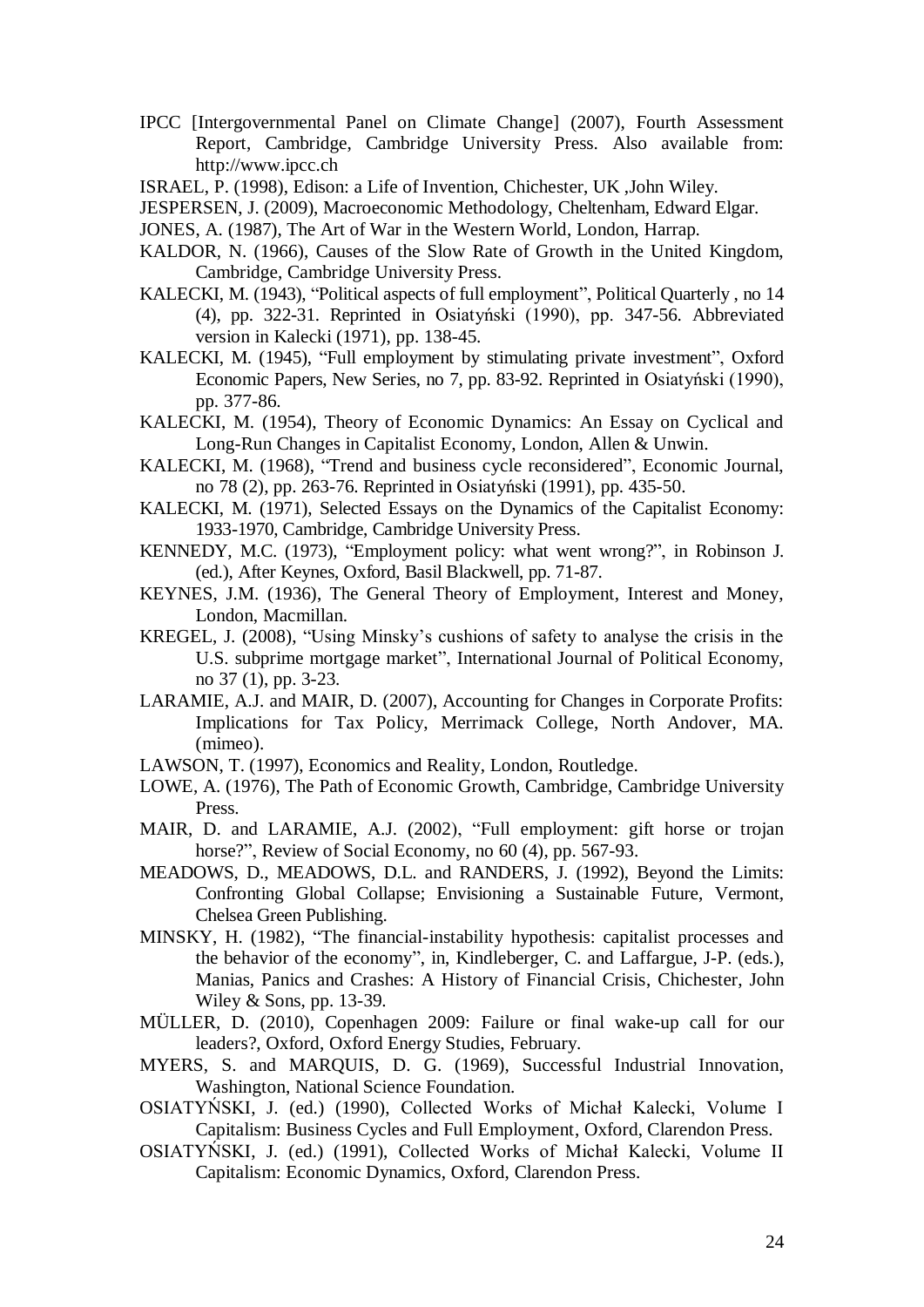IPCC [Intergovernmental Panel on Climate Change] (2007), Fourth Assessment Report, Cambridge, Cambridge University Press. Also available from: http://www.ipcc.ch

ISRAEL, P. (1998), Edison: a Life of Invention, Chichester, UK ,John Wiley.

JESPERSEN, J. (2009), Macroeconomic Methodology, Cheltenham, Edward Elgar.

JONES, A. (1987), The Art of War in the Western World, London, Harrap.

KALDOR, N. (1966), Causes of the Slow Rate of Growth in the United Kingdom, Cambridge, Cambridge University Press.

KALECKI, M. (1943), "Political aspects of full employment", Political Quarterly , no 14 (4), pp. 322-31. Reprinted in Osiatyński (1990), pp. 347-56. Abbreviated version in Kalecki (1971), pp. 138-45.

KALECKI, M. (1945), "Full employment by stimulating private investment", Oxford Economic Papers, New Series, no 7, pp. 83-92. Reprinted in Osiatyński (1990), pp. 377-86.

KALECKI, M. (1954), Theory of Economic Dynamics: An Essay on Cyclical and Long-Run Changes in Capitalist Economy, London, Allen & Unwin.

KALECKI, M. (1968), "Trend and business cycle reconsidered", Economic Journal, no 78 (2), pp. 263-76. Reprinted in Osiatyński (1991), pp. 435-50.

KALECKI, M. (1971), Selected Essays on the Dynamics of the Capitalist Economy: 1933-1970, Cambridge, Cambridge University Press.

KENNEDY, M.C. (1973), "Employment policy: what went wrong?", in Robinson J. (ed.), After Keynes, Oxford, Basil Blackwell, pp. 71-87.

KEYNES, J.M. (1936), The General Theory of Employment, Interest and Money, London, Macmillan.

KREGEL, J. (2008), "Using Minsky's cushions of safety to analyse the crisis in the U.S. subprime mortgage market", International Journal of Political Economy, no 37 (1), pp. 3-23.

LARAMIE, A.J. and MAIR, D. (2007), Accounting for Changes in Corporate Profits: Implications for Tax Policy, Merrimack College, North Andover, MA. (mimeo).

LAWSON, T. (1997), Economics and Reality, London, Routledge.

LOWE, A. (1976), The Path of Economic Growth, Cambridge, Cambridge University Press.

MAIR, D. and LARAMIE, A.J. (2002), "Full employment: gift horse or trojan horse?", Review of Social Economy, no 60 (4), pp. 567-93.

MEADOWS, D., MEADOWS, D.L. and RANDERS, J. (1992), Beyond the Limits: Confronting Global Collapse; Envisioning a Sustainable Future, Vermont, Chelsea Green Publishing.

MINSKY, H. (1982), "The financial-instability hypothesis: capitalist processes and the behavior of the economy", in, Kindleberger, C. and Laffargue, J-P. (eds.), Manias, Panics and Crashes: A History of Financial Crisis, Chichester, John Wiley & Sons, pp. 13-39.

MÜLLER, D. (2010), Copenhagen 2009: Failure or final wake-up call for our leaders?, Oxford, Oxford Energy Studies, February.

MYERS, S. and MARQUIS, D. G. (1969), Successful Industrial Innovation, Washington, National Science Foundation.

OSIATYŃSKI, J. (ed.) (1990), Collected Works of Michał Kalecki, Volume I Capitalism: Business Cycles and Full Employment, Oxford, Clarendon Press.

OSIATYŃSKI, J. (ed.) (1991), Collected Works of Michał Kalecki, Volume II Capitalism: Economic Dynamics, Oxford, Clarendon Press.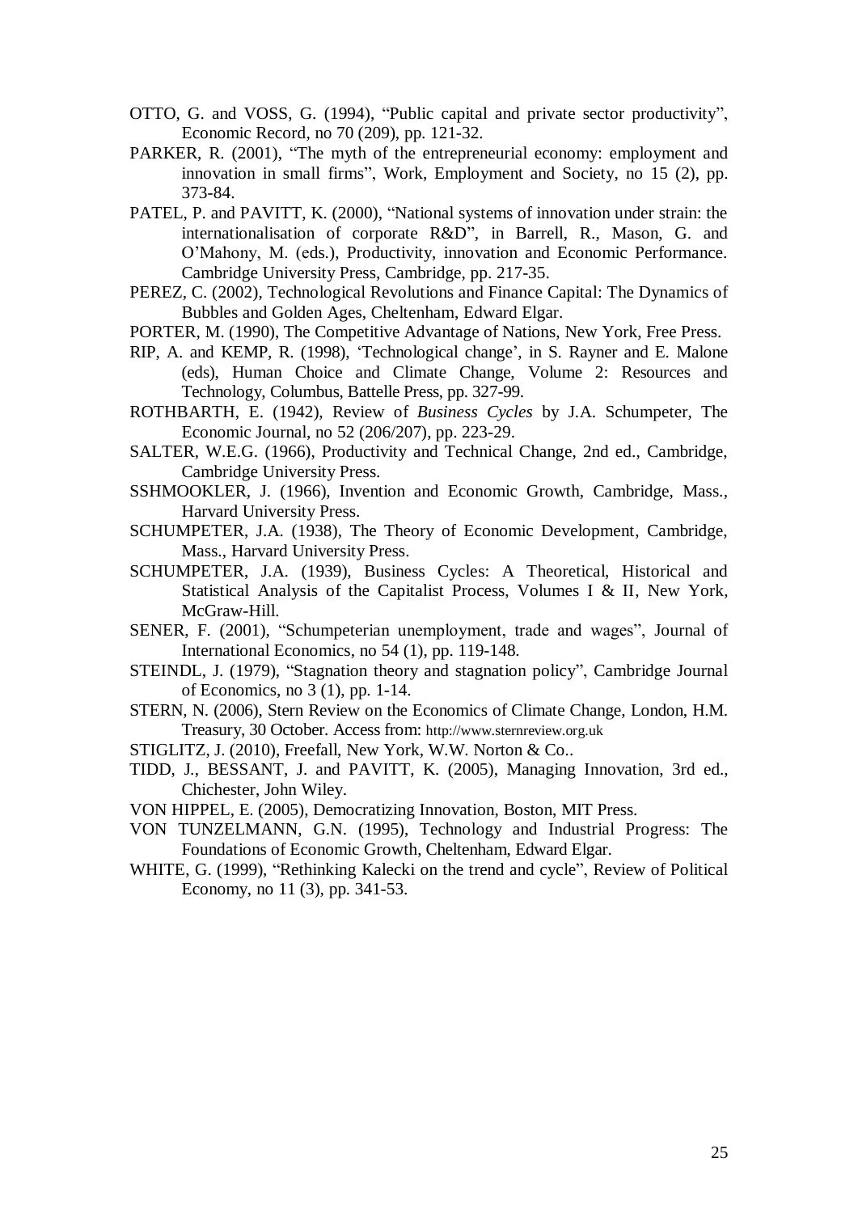OTTO, G. and VOSS, G. (1994), "Public capital and private sector productivity", Economic Record, no 70 (209), pp. 121-32.

PARKER, R. (2001), "The myth of the entrepreneurial economy: employment and innovation in small firms", Work, Employment and Society, no 15 (2), pp. 373-84.

PATEL, P. and PAVITT, K. (2000), "National systems of innovation under strain: the internationalisation of corporate R&D", in Barrell, R., Mason, G. and O'Mahony, M. (eds.), Productivity, innovation and Economic Performance. Cambridge University Press, Cambridge, pp. 217-35.

PEREZ, C. (2002), Technological Revolutions and Finance Capital: The Dynamics of Bubbles and Golden Ages, Cheltenham, Edward Elgar.

PORTER, M. (1990), The Competitive Advantage of Nations, New York, Free Press.

RIP, A. and KEMP, R. (1998), 'Technological change', in S. Rayner and E. Malone (eds), Human Choice and Climate Change, Volume 2: Resources and Technology, Columbus, Battelle Press, pp. 327-99.

ROTHBARTH, E. (1942), Review of *Business Cycles* by J.A. Schumpeter, The Economic Journal, no 52 (206/207), pp. 223-29.

SALTER, W.E.G. (1966), Productivity and Technical Change, 2nd ed., Cambridge, Cambridge University Press.

SSHMOOKLER, J. (1966), Invention and Economic Growth, Cambridge, Mass., Harvard University Press.

SCHUMPETER, J.A. (1938), The Theory of Economic Development, Cambridge, Mass., Harvard University Press.

SCHUMPETER, J.A. (1939), Business Cycles: A Theoretical, Historical and Statistical Analysis of the Capitalist Process, Volumes I & II, New York, McGraw-Hill.

SENER, F. (2001), "Schumpeterian unemployment, trade and wages", Journal of International Economics, no 54 (1), pp. 119-148.

STEINDL, J. (1979), "Stagnation theory and stagnation policy", Cambridge Journal of Economics, no 3 (1), pp. 1-14.

STERN, N. (2006), Stern Review on the Economics of Climate Change, London, H.M. Treasury, 30 October. Access from: http://www.sternreview.org.uk

STIGLITZ, J. (2010), Freefall, New York, W.W. Norton & Co..

TIDD, J., BESSANT, J. and PAVITT, K. (2005), Managing Innovation, 3rd ed., Chichester, John Wiley.

VON HIPPEL, E. (2005), Democratizing Innovation, Boston, MIT Press.

VON TUNZELMANN, G.N. (1995), Technology and Industrial Progress: The Foundations of Economic Growth, Cheltenham, Edward Elgar.

WHITE, G. (1999), "Rethinking Kalecki on the trend and cycle", Review of Political Economy, no 11 (3), pp. 341-53.